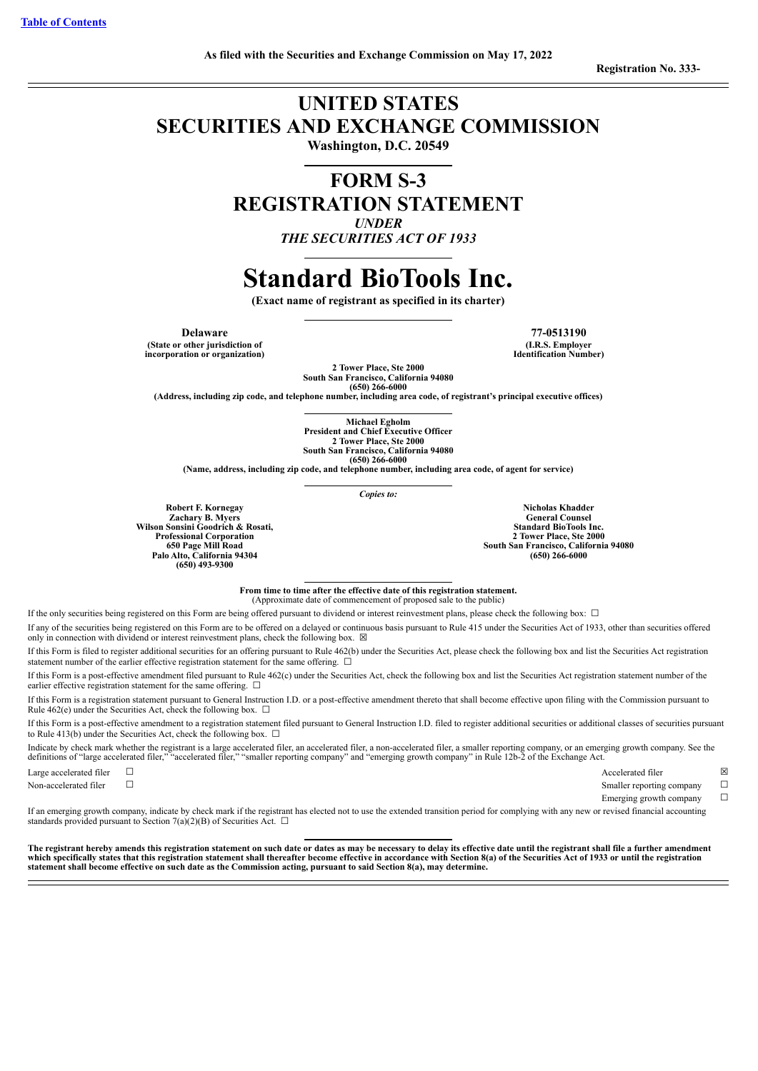[Table of Contents]

As filed with the Securities and Exchange Commission on May 17, 2022

Registration No. 333-

# UNITED STATES
# SECURITIES AND EXCHANGE COMMISSION

**Washington, D.C. 20549**

# FORM S-3
# REGISTRATION STATEMENT

*UNDER*

*THE SECURITIES ACT OF 1933*

# Standard BioTools Inc.

**(Exact name of registrant as specified in its charter)**

| **Delaware** | **77-0513190** |
|---|---|
| **(State or other jurisdiction of incorporation or organization)** | **(I.R.S. Employer Identification Number)** |

**2 Tower Place, Ste 2000**
**South San Francisco, California 94080**
**(650) 266-6000**
**(Address, including zip code, and telephone number, including area code, of registrant's principal executive offices)**

**Michael Egholm**
**President and Chief Executive Officer**
**2 Tower Place, Ste 2000**
**South San Francisco, California 94080**
**(650) 266-6000**
**(Name, address, including zip code, and telephone number, including area code, of agent for service)**

*Copies to:*

| | |
|---|---|
| **Robert F. Kornegay** | **Nicholas Khadder** |
| **Zachary B. Myers** | **General Counsel** |
| **Wilson Sonsini Goodrich & Rosati,** | **Standard BioTools Inc.** |
| **Professional Corporation** | **2 Tower Place, Ste 2000** |
| **650 Page Mill Road** | **South San Francisco, California 94080** |
| **Palo Alto, California 94304** | **(650) 266-6000** |
| **(650) 493-9300** | |

**From time to time after the effective date of this registration statement.**
(Approximate date of commencement of proposed sale to the public)

If the only securities being registered on this Form are being offered pursuant to dividend or interest reinvestment plans, please check the following box: ☐

If any of the securities being registered on this Form are to be offered on a delayed or continuous basis pursuant to Rule 415 under the Securities Act of 1933, other than securities offered only in connection with dividend or interest reinvestment plans, check the following box. ☒

If this Form is filed to register additional securities for an offering pursuant to Rule 462(b) under the Securities Act, please check the following box and list the Securities Act registration statement number of the earlier effective registration statement for the same offering. ☐

If this Form is a post-effective amendment filed pursuant to Rule 462(c) under the Securities Act, check the following box and list the Securities Act registration statement number of the earlier effective registration statement for the same offering. ☐

If this Form is a registration statement pursuant to General Instruction I.D. or a post-effective amendment thereto that shall become effective upon filing with the Commission pursuant to Rule 462(e) under the Securities Act, check the following box. ☐

If this Form is a post-effective amendment to a registration statement filed pursuant to General Instruction I.D. filed to register additional securities or additional classes of securities pursuant to Rule 413(b) under the Securities Act, check the following box. ☐

Indicate by check mark whether the registrant is a large accelerated filer, an accelerated filer, a non-accelerated filer, a smaller reporting company, or an emerging growth company. See the definitions of "large accelerated filer," "accelerated filer," "smaller reporting company" and "emerging growth company" in Rule 12b-2 of the Exchange Act.

| | | | |
|---|---|---|---|
| Large accelerated filer | ☐ | Accelerated filer | ☒ |
| Non-accelerated filer | ☐ | Smaller reporting company | ☐ |
| | | Emerging growth company | ☐ |

If an emerging growth company, indicate by check mark if the registrant has elected not to use the extended transition period for complying with any new or revised financial accounting standards provided pursuant to Section 7(a)(2)(B) of Securities Act. ☐

**The registrant hereby amends this registration statement on such date or dates as may be necessary to delay its effective date until the registrant shall file a further amendment which specifically states that this registration statement shall thereafter become effective in accordance with Section 8(a) of the Securities Act of 1933 or until the registration statement shall become effective on such date as the Commission acting, pursuant to said Section 8(a), may determine.**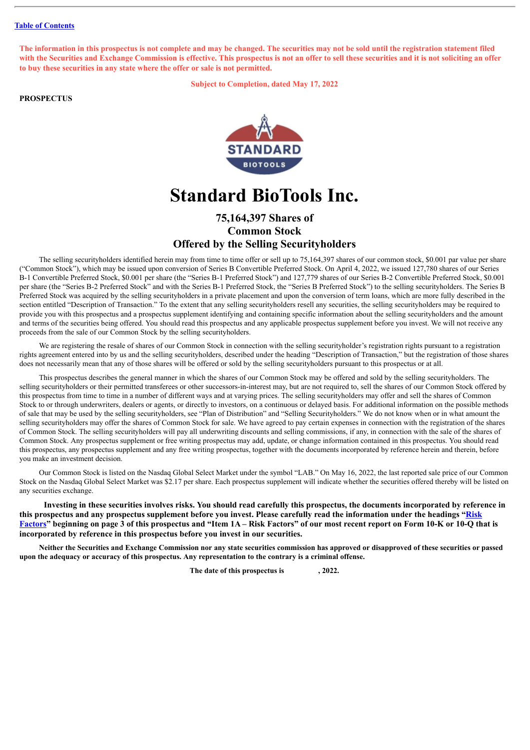[Table of Contents](#)

**The information in this prospectus is not complete and may be changed. The securities may not be sold until the registration statement filed with the Securities and Exchange Commission is effective. This prospectus is not an offer to sell these securities and it is not soliciting an offer to buy these securities in any state where the offer or sale is not permitted.**

**Subject to Completion, dated May 17, 2022**

**PROSPECTUS**

# Standard BioTools Inc.

## 75,164,397 Shares of Common Stock Offered by the Selling Securityholders

The selling securityholders identified herein may from time to time offer or sell up to 75,164,397 shares of our common stock, $0.001 par value per share ("Common Stock"), which may be issued upon conversion of Series B Convertible Preferred Stock. On April 4, 2022, we issued 127,780 shares of our Series B-1 Convertible Preferred Stock, $0.001 per share (the "Series B-1 Preferred Stock") and 127,779 shares of our Series B-2 Convertible Preferred Stock, $0.001 per share (the "Series B-2 Preferred Stock" and with the Series B-1 Preferred Stock, the "Series B Preferred Stock") to the selling securityholders. The Series B Preferred Stock was acquired by the selling securityholders in a private placement and upon the conversion of term loans, which are more fully described in the section entitled "Description of Transaction." To the extent that any selling securityholders resell any securities, the selling securityholders may be required to provide you with this prospectus and a prospectus supplement identifying and containing specific information about the selling securityholders and the amount and terms of the securities being offered. You should read this prospectus and any applicable prospectus supplement before you invest. We will not receive any proceeds from the sale of our Common Stock by the selling securityholders.

We are registering the resale of shares of our Common Stock in connection with the selling securityholder's registration rights pursuant to a registration rights agreement entered into by us and the selling securityholders, described under the heading "Description of Transaction," but the registration of those shares does not necessarily mean that any of those shares will be offered or sold by the selling securityholders pursuant to this prospectus or at all.

This prospectus describes the general manner in which the shares of our Common Stock may be offered and sold by the selling securityholders. The selling securityholders or their permitted transferees or other successors-in-interest may, but are not required to, sell the shares of our Common Stock offered by this prospectus from time to time in a number of different ways and at varying prices. The selling securityholders may offer and sell the shares of Common Stock to or through underwriters, dealers or agents, or directly to investors, on a continuous or delayed basis. For additional information on the possible methods of sale that may be used by the selling securityholders, see "Plan of Distribution" and "Selling Securityholders." We do not know when or in what amount the selling securityholders may offer the shares of Common Stock for sale. We have agreed to pay certain expenses in connection with the registration of the shares of Common Stock. The selling securityholders will pay all underwriting discounts and selling commissions, if any, in connection with the sale of the shares of Common Stock. Any prospectus supplement or free writing prospectus may add, update, or change information contained in this prospectus. You should read this prospectus, any prospectus supplement and any free writing prospectus, together with the documents incorporated by reference herein and therein, before you make an investment decision.

Our Common Stock is listed on the Nasdaq Global Select Market under the symbol "LAB." On May 16, 2022, the last reported sale price of our Common Stock on the Nasdaq Global Select Market was $2.17 per share. Each prospectus supplement will indicate whether the securities offered thereby will be listed on any securities exchange.

**Investing in these securities involves risks. You should read carefully this prospectus, the documents incorporated by reference in this prospectus and any prospectus supplement before you invest. Please carefully read the information under the headings "[Risk Factors](#)" beginning on page 3 of this prospectus and "Item 1A – Risk Factors" of our most recent report on Form 10-K or 10-Q that is incorporated by reference in this prospectus before you invest in our securities.**

**Neither the Securities and Exchange Commission nor any state securities commission has approved or disapproved of these securities or passed upon the adequacy or accuracy of this prospectus. Any representation to the contrary is a criminal offense.**

**The date of this prospectus is , 2022.**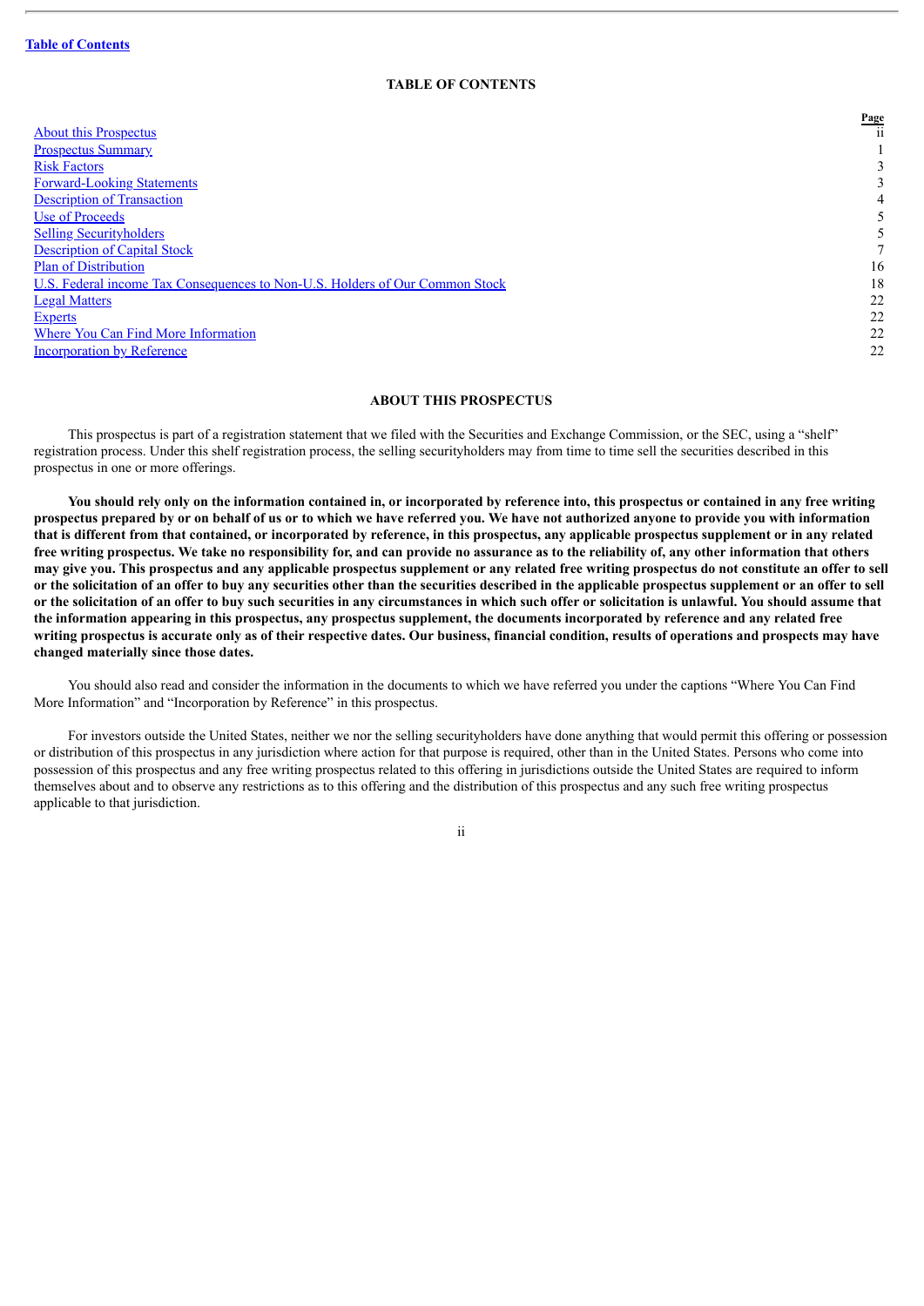[Table of Contents]

## TABLE OF CONTENTS

| | Page |
|---|---|
| About this Prospectus | ii |
| Prospectus Summary | 1 |
| Risk Factors | 3 |
| Forward-Looking Statements | 3 |
| Description of Transaction | 4 |
| Use of Proceeds | 5 |
| Selling Securityholders | 5 |
| Description of Capital Stock | 7 |
| Plan of Distribution | 16 |
| U.S. Federal income Tax Consequences to Non-U.S. Holders of Our Common Stock | 18 |
| Legal Matters | 22 |
| Experts | 22 |
| Where You Can Find More Information | 22 |
| Incorporation by Reference | 22 |

## ABOUT THIS PROSPECTUS

This prospectus is part of a registration statement that we filed with the Securities and Exchange Commission, or the SEC, using a "shelf" registration process. Under this shelf registration process, the selling securityholders may from time to time sell the securities described in this prospectus in one or more offerings.

**You should rely only on the information contained in, or incorporated by reference into, this prospectus or contained in any free writing prospectus prepared by or on behalf of us or to which we have referred you. We have not authorized anyone to provide you with information that is different from that contained, or incorporated by reference, in this prospectus, any applicable prospectus supplement or in any related free writing prospectus. We take no responsibility for, and can provide no assurance as to the reliability of, any other information that others may give you. This prospectus and any applicable prospectus supplement or any related free writing prospectus do not constitute an offer to sell or the solicitation of an offer to buy any securities other than the securities described in the applicable prospectus supplement or an offer to sell or the solicitation of an offer to buy such securities in any circumstances in which such offer or solicitation is unlawful. You should assume that the information appearing in this prospectus, any prospectus supplement, the documents incorporated by reference and any related free writing prospectus is accurate only as of their respective dates. Our business, financial condition, results of operations and prospects may have changed materially since those dates.**

You should also read and consider the information in the documents to which we have referred you under the captions "Where You Can Find More Information" and "Incorporation by Reference" in this prospectus.

For investors outside the United States, neither we nor the selling securityholders have done anything that would permit this offering or possession or distribution of this prospectus in any jurisdiction where action for that purpose is required, other than in the United States. Persons who come into possession of this prospectus and any free writing prospectus related to this offering in jurisdictions outside the United States are required to inform themselves about and to observe any restrictions as to this offering and the distribution of this prospectus and any such free writing prospectus applicable to that jurisdiction.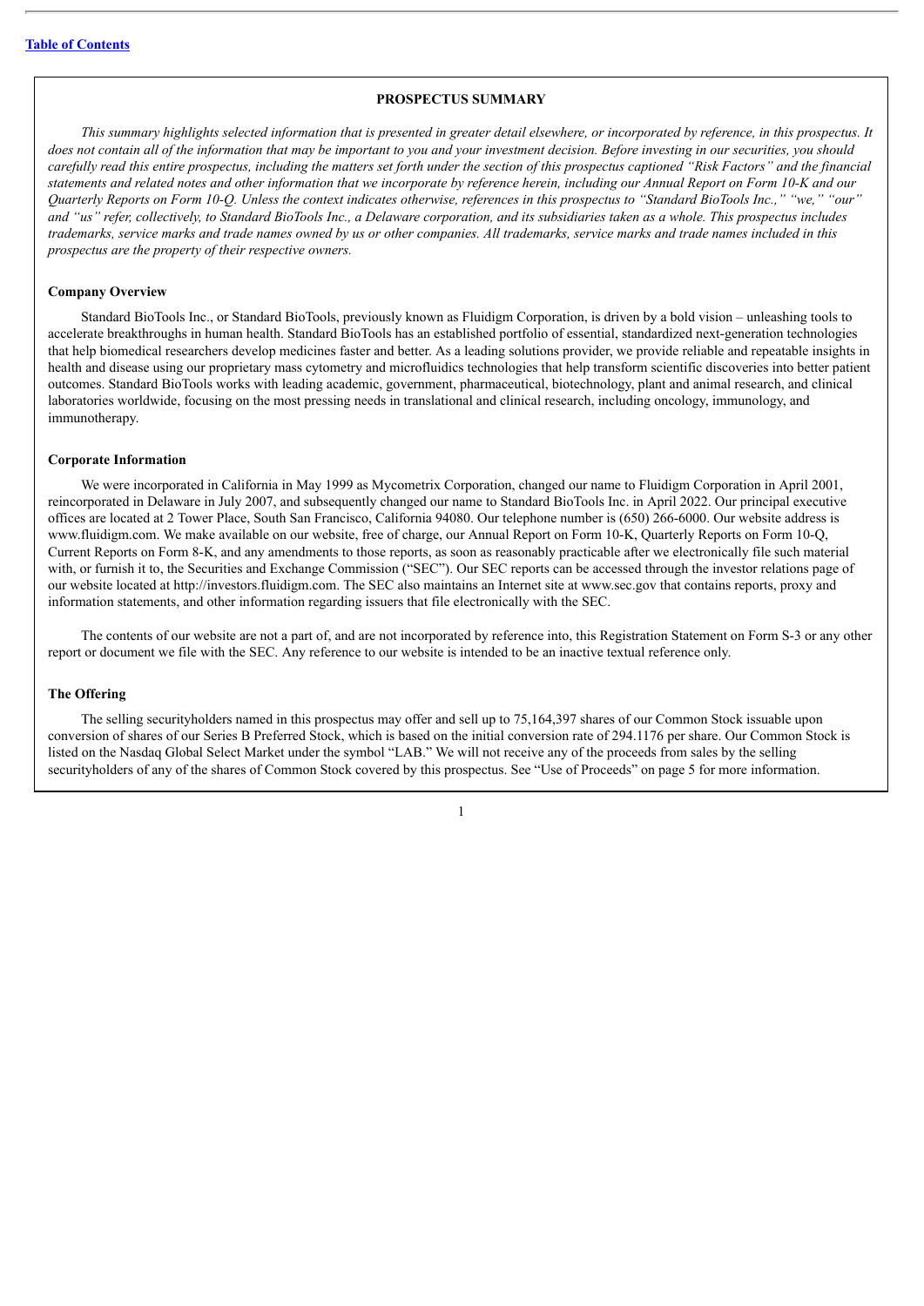## PROSPECTUS SUMMARY

*This summary highlights selected information that is presented in greater detail elsewhere, or incorporated by reference, in this prospectus. It does not contain all of the information that may be important to you and your investment decision. Before investing in our securities, you should carefully read this entire prospectus, including the matters set forth under the section of this prospectus captioned "Risk Factors" and the financial statements and related notes and other information that we incorporate by reference herein, including our Annual Report on Form 10-K and our Quarterly Reports on Form 10-Q. Unless the context indicates otherwise, references in this prospectus to "Standard BioTools Inc.," "we," "our" and "us" refer, collectively, to Standard BioTools Inc., a Delaware corporation, and its subsidiaries taken as a whole. This prospectus includes trademarks, service marks and trade names owned by us or other companies. All trademarks, service marks and trade names included in this prospectus are the property of their respective owners.*

### Company Overview

Standard BioTools Inc., or Standard BioTools, previously known as Fluidigm Corporation, is driven by a bold vision – unleashing tools to accelerate breakthroughs in human health. Standard BioTools has an established portfolio of essential, standardized next-generation technologies that help biomedical researchers develop medicines faster and better. As a leading solutions provider, we provide reliable and repeatable insights in health and disease using our proprietary mass cytometry and microfluidics technologies that help transform scientific discoveries into better patient outcomes. Standard BioTools works with leading academic, government, pharmaceutical, biotechnology, plant and animal research, and clinical laboratories worldwide, focusing on the most pressing needs in translational and clinical research, including oncology, immunology, and immunotherapy.

### Corporate Information

We were incorporated in California in May 1999 as Mycometrix Corporation, changed our name to Fluidigm Corporation in April 2001, reincorporated in Delaware in July 2007, and subsequently changed our name to Standard BioTools Inc. in April 2022. Our principal executive offices are located at 2 Tower Place, South San Francisco, California 94080. Our telephone number is (650) 266-6000. Our website address is www.fluidigm.com. We make available on our website, free of charge, our Annual Report on Form 10-K, Quarterly Reports on Form 10-Q, Current Reports on Form 8-K, and any amendments to those reports, as soon as reasonably practicable after we electronically file such material with, or furnish it to, the Securities and Exchange Commission ("SEC"). Our SEC reports can be accessed through the investor relations page of our website located at http://investors.fluidigm.com. The SEC also maintains an Internet site at www.sec.gov that contains reports, proxy and information statements, and other information regarding issuers that file electronically with the SEC.

The contents of our website are not a part of, and are not incorporated by reference into, this Registration Statement on Form S-3 or any other report or document we file with the SEC. Any reference to our website is intended to be an inactive textual reference only.

### The Offering

The selling securityholders named in this prospectus may offer and sell up to 75,164,397 shares of our Common Stock issuable upon conversion of shares of our Series B Preferred Stock, which is based on the initial conversion rate of 294.1176 per share. Our Common Stock is listed on the Nasdaq Global Select Market under the symbol "LAB." We will not receive any of the proceeds from sales by the selling securityholders of any of the shares of Common Stock covered by this prospectus. See "Use of Proceeds" on page 5 for more information.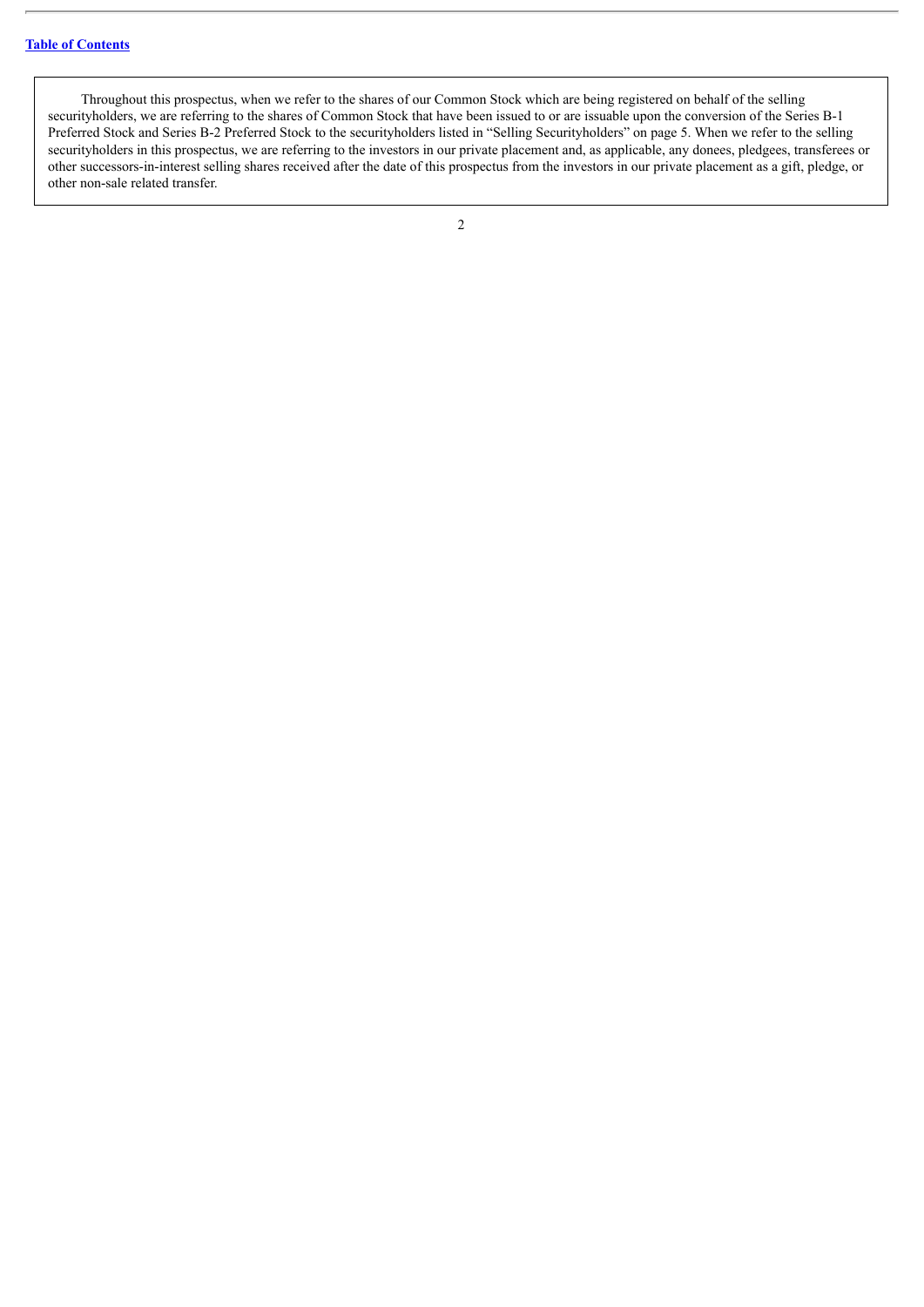Throughout this prospectus, when we refer to the shares of our Common Stock which are being registered on behalf of the selling securityholders, we are referring to the shares of Common Stock that have been issued to or are issuable upon the conversion of the Series B-1 Preferred Stock and Series B-2 Preferred Stock to the securityholders listed in "Selling Securityholders" on page 5. When we refer to the selling securityholders in this prospectus, we are referring to the investors in our private placement and, as applicable, any donees, pledgees, transferees or other successors-in-interest selling shares received after the date of this prospectus from the investors in our private placement as a gift, pledge, or other non-sale related transfer.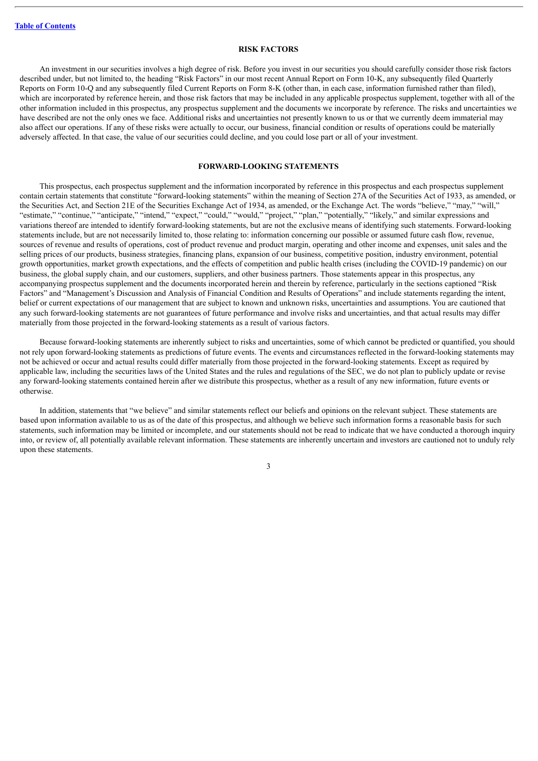## RISK FACTORS

An investment in our securities involves a high degree of risk. Before you invest in our securities you should carefully consider those risk factors described under, but not limited to, the heading "Risk Factors" in our most recent Annual Report on Form 10-K, any subsequently filed Quarterly Reports on Form 10-Q and any subsequently filed Current Reports on Form 8-K (other than, in each case, information furnished rather than filed), which are incorporated by reference herein, and those risk factors that may be included in any applicable prospectus supplement, together with all of the other information included in this prospectus, any prospectus supplement and the documents we incorporate by reference. The risks and uncertainties we have described are not the only ones we face. Additional risks and uncertainties not presently known to us or that we currently deem immaterial may also affect our operations. If any of these risks were actually to occur, our business, financial condition or results of operations could be materially adversely affected. In that case, the value of our securities could decline, and you could lose part or all of your investment.

## FORWARD-LOOKING STATEMENTS

This prospectus, each prospectus supplement and the information incorporated by reference in this prospectus and each prospectus supplement contain certain statements that constitute "forward-looking statements" within the meaning of Section 27A of the Securities Act of 1933, as amended, or the Securities Act, and Section 21E of the Securities Exchange Act of 1934, as amended, or the Exchange Act. The words "believe," "may," "will," "estimate," "continue," "anticipate," "intend," "expect," "could," "would," "project," "plan," "potentially," "likely," and similar expressions and variations thereof are intended to identify forward-looking statements, but are not the exclusive means of identifying such statements. Forward-looking statements include, but are not necessarily limited to, those relating to: information concerning our possible or assumed future cash flow, revenue, sources of revenue and results of operations, cost of product revenue and product margin, operating and other income and expenses, unit sales and the selling prices of our products, business strategies, financing plans, expansion of our business, competitive position, industry environment, potential growth opportunities, market growth expectations, and the effects of competition and public health crises (including the COVID-19 pandemic) on our business, the global supply chain, and our customers, suppliers, and other business partners. Those statements appear in this prospectus, any accompanying prospectus supplement and the documents incorporated herein and therein by reference, particularly in the sections captioned "Risk Factors" and "Management's Discussion and Analysis of Financial Condition and Results of Operations" and include statements regarding the intent, belief or current expectations of our management that are subject to known and unknown risks, uncertainties and assumptions. You are cautioned that any such forward-looking statements are not guarantees of future performance and involve risks and uncertainties, and that actual results may differ materially from those projected in the forward-looking statements as a result of various factors.

Because forward-looking statements are inherently subject to risks and uncertainties, some of which cannot be predicted or quantified, you should not rely upon forward-looking statements as predictions of future events. The events and circumstances reflected in the forward-looking statements may not be achieved or occur and actual results could differ materially from those projected in the forward-looking statements. Except as required by applicable law, including the securities laws of the United States and the rules and regulations of the SEC, we do not plan to publicly update or revise any forward-looking statements contained herein after we distribute this prospectus, whether as a result of any new information, future events or otherwise.

In addition, statements that "we believe" and similar statements reflect our beliefs and opinions on the relevant subject. These statements are based upon information available to us as of the date of this prospectus, and although we believe such information forms a reasonable basis for such statements, such information may be limited or incomplete, and our statements should not be read to indicate that we have conducted a thorough inquiry into, or review of, all potentially available relevant information. These statements are inherently uncertain and investors are cautioned not to unduly rely upon these statements.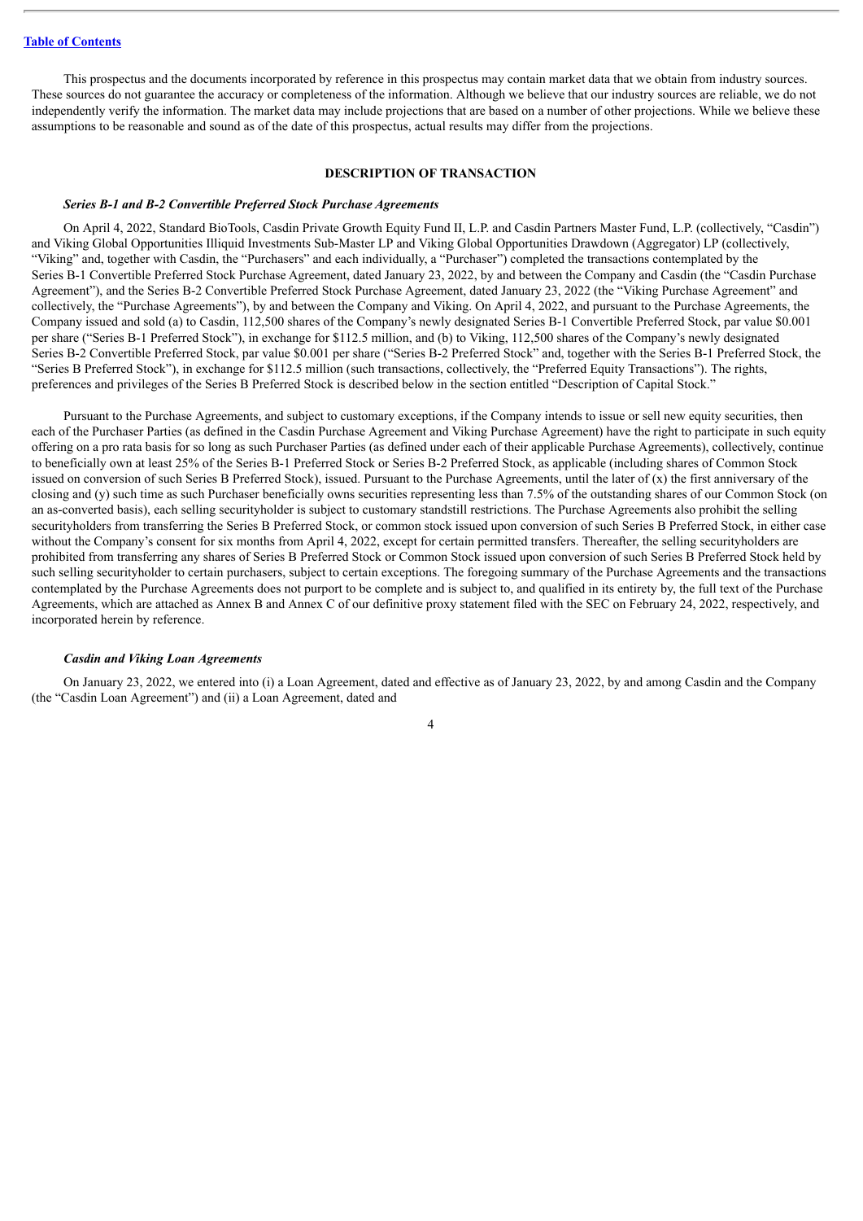This prospectus and the documents incorporated by reference in this prospectus may contain market data that we obtain from industry sources. These sources do not guarantee the accuracy or completeness of the information. Although we believe that our industry sources are reliable, we do not independently verify the information. The market data may include projections that are based on a number of other projections. While we believe these assumptions to be reasonable and sound as of the date of this prospectus, actual results may differ from the projections.

## DESCRIPTION OF TRANSACTION

### *Series B-1 and B-2 Convertible Preferred Stock Purchase Agreements*

On April 4, 2022, Standard BioTools, Casdin Private Growth Equity Fund II, L.P. and Casdin Partners Master Fund, L.P. (collectively, "Casdin") and Viking Global Opportunities Illiquid Investments Sub-Master LP and Viking Global Opportunities Drawdown (Aggregator) LP (collectively, "Viking" and, together with Casdin, the "Purchasers" and each individually, a "Purchaser") completed the transactions contemplated by the Series B-1 Convertible Preferred Stock Purchase Agreement, dated January 23, 2022, by and between the Company and Casdin (the "Casdin Purchase Agreement"), and the Series B-2 Convertible Preferred Stock Purchase Agreement, dated January 23, 2022 (the "Viking Purchase Agreement" and collectively, the "Purchase Agreements"), by and between the Company and Viking. On April 4, 2022, and pursuant to the Purchase Agreements, the Company issued and sold (a) to Casdin, 112,500 shares of the Company's newly designated Series B-1 Convertible Preferred Stock, par value $0.001 per share ("Series B-1 Preferred Stock"), in exchange for $112.5 million, and (b) to Viking, 112,500 shares of the Company's newly designated Series B-2 Convertible Preferred Stock, par value $0.001 per share ("Series B-2 Preferred Stock" and, together with the Series B-1 Preferred Stock, the "Series B Preferred Stock"), in exchange for $112.5 million (such transactions, collectively, the "Preferred Equity Transactions"). The rights, preferences and privileges of the Series B Preferred Stock is described below in the section entitled "Description of Capital Stock."

Pursuant to the Purchase Agreements, and subject to customary exceptions, if the Company intends to issue or sell new equity securities, then each of the Purchaser Parties (as defined in the Casdin Purchase Agreement and Viking Purchase Agreement) have the right to participate in such equity offering on a pro rata basis for so long as such Purchaser Parties (as defined under each of their applicable Purchase Agreements), collectively, continue to beneficially own at least 25% of the Series B-1 Preferred Stock or Series B-2 Preferred Stock, as applicable (including shares of Common Stock issued on conversion of such Series B Preferred Stock), issued. Pursuant to the Purchase Agreements, until the later of (x) the first anniversary of the closing and (y) such time as such Purchaser beneficially owns securities representing less than 7.5% of the outstanding shares of our Common Stock (on an as-converted basis), each selling securityholder is subject to customary standstill restrictions. The Purchase Agreements also prohibit the selling securityholders from transferring the Series B Preferred Stock, or common stock issued upon conversion of such Series B Preferred Stock, in either case without the Company's consent for six months from April 4, 2022, except for certain permitted transfers. Thereafter, the selling securityholders are prohibited from transferring any shares of Series B Preferred Stock or Common Stock issued upon conversion of such Series B Preferred Stock held by such selling securityholder to certain purchasers, subject to certain exceptions. The foregoing summary of the Purchase Agreements and the transactions contemplated by the Purchase Agreements does not purport to be complete and is subject to, and qualified in its entirety by, the full text of the Purchase Agreements, which are attached as Annex B and Annex C of our definitive proxy statement filed with the SEC on February 24, 2022, respectively, and incorporated herein by reference.

### *Casdin and Viking Loan Agreements*

On January 23, 2022, we entered into (i) a Loan Agreement, dated and effective as of January 23, 2022, by and among Casdin and the Company (the "Casdin Loan Agreement") and (ii) a Loan Agreement, dated and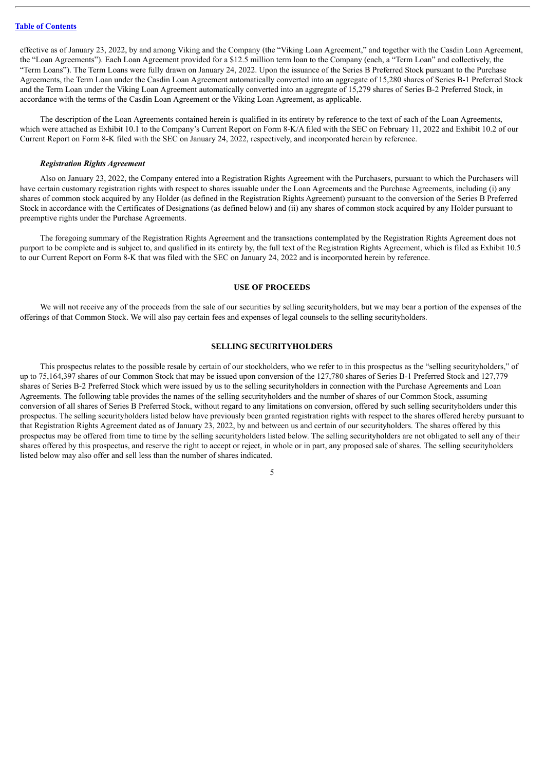effective as of January 23, 2022, by and among Viking and the Company (the "Viking Loan Agreement," and together with the Casdin Loan Agreement, the "Loan Agreements"). Each Loan Agreement provided for a $12.5 million term loan to the Company (each, a "Term Loan" and collectively, the "Term Loans"). The Term Loans were fully drawn on January 24, 2022. Upon the issuance of the Series B Preferred Stock pursuant to the Purchase Agreements, the Term Loan under the Casdin Loan Agreement automatically converted into an aggregate of 15,280 shares of Series B-1 Preferred Stock and the Term Loan under the Viking Loan Agreement automatically converted into an aggregate of 15,279 shares of Series B-2 Preferred Stock, in accordance with the terms of the Casdin Loan Agreement or the Viking Loan Agreement, as applicable.

The description of the Loan Agreements contained herein is qualified in its entirety by reference to the text of each of the Loan Agreements, which were attached as Exhibit 10.1 to the Company's Current Report on Form 8-K/A filed with the SEC on February 11, 2022 and Exhibit 10.2 of our Current Report on Form 8-K filed with the SEC on January 24, 2022, respectively, and incorporated herein by reference.

***Registration Rights Agreement***

Also on January 23, 2022, the Company entered into a Registration Rights Agreement with the Purchasers, pursuant to which the Purchasers will have certain customary registration rights with respect to shares issuable under the Loan Agreements and the Purchase Agreements, including (i) any shares of common stock acquired by any Holder (as defined in the Registration Rights Agreement) pursuant to the conversion of the Series B Preferred Stock in accordance with the Certificates of Designations (as defined below) and (ii) any shares of common stock acquired by any Holder pursuant to preemptive rights under the Purchase Agreements.

The foregoing summary of the Registration Rights Agreement and the transactions contemplated by the Registration Rights Agreement does not purport to be complete and is subject to, and qualified in its entirety by, the full text of the Registration Rights Agreement, which is filed as Exhibit 10.5 to our Current Report on Form 8-K that was filed with the SEC on January 24, 2022 and is incorporated herein by reference.

## USE OF PROCEEDS

We will not receive any of the proceeds from the sale of our securities by selling securityholders, but we may bear a portion of the expenses of the offerings of that Common Stock. We will also pay certain fees and expenses of legal counsels to the selling securityholders.

## SELLING SECURITYHOLDERS

This prospectus relates to the possible resale by certain of our stockholders, who we refer to in this prospectus as the "selling securityholders," of up to 75,164,397 shares of our Common Stock that may be issued upon conversion of the 127,780 shares of Series B-1 Preferred Stock and 127,779 shares of Series B-2 Preferred Stock which were issued by us to the selling securityholders in connection with the Purchase Agreements and Loan Agreements. The following table provides the names of the selling securityholders and the number of shares of our Common Stock, assuming conversion of all shares of Series B Preferred Stock, without regard to any limitations on conversion, offered by such selling securityholders under this prospectus. The selling securityholders listed below have previously been granted registration rights with respect to the shares offered hereby pursuant to that Registration Rights Agreement dated as of January 23, 2022, by and between us and certain of our securityholders. The shares offered by this prospectus may be offered from time to time by the selling securityholders listed below. The selling securityholders are not obligated to sell any of their shares offered by this prospectus, and reserve the right to accept or reject, in whole or in part, any proposed sale of shares. The selling securityholders listed below may also offer and sell less than the number of shares indicated.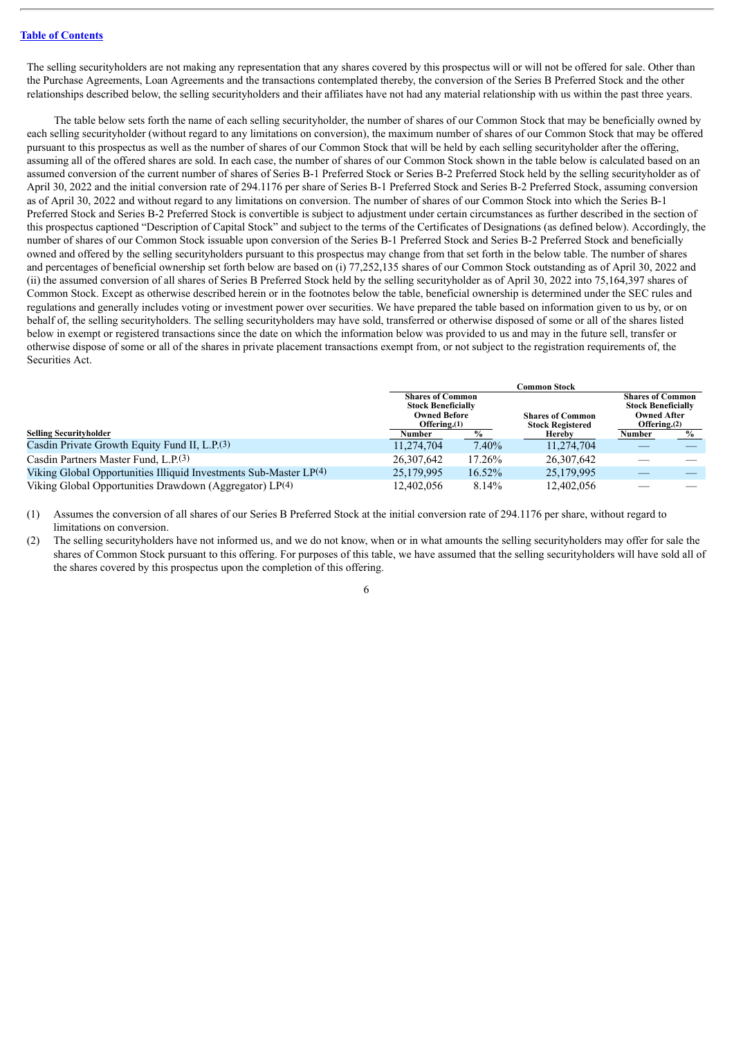[Table of Contents]

The selling securityholders are not making any representation that any shares covered by this prospectus will or will not be offered for sale. Other than the Purchase Agreements, Loan Agreements and the transactions contemplated thereby, the conversion of the Series B Preferred Stock and the other relationships described below, the selling securityholders and their affiliates have not had any material relationship with us within the past three years.

The table below sets forth the name of each selling securityholder, the number of shares of our Common Stock that may be beneficially owned by each selling securityholder (without regard to any limitations on conversion), the maximum number of shares of our Common Stock that may be offered pursuant to this prospectus as well as the number of shares of our Common Stock that will be held by each selling securityholder after the offering, assuming all of the offered shares are sold. In each case, the number of shares of our Common Stock shown in the table below is calculated based on an assumed conversion of the current number of shares of Series B-1 Preferred Stock or Series B-2 Preferred Stock held by the selling securityholder as of April 30, 2022 and the initial conversion rate of 294.1176 per share of Series B-1 Preferred Stock and Series B-2 Preferred Stock, assuming conversion as of April 30, 2022 and without regard to any limitations on conversion. The number of shares of our Common Stock into which the Series B-1 Preferred Stock and Series B-2 Preferred Stock is convertible is subject to adjustment under certain circumstances as further described in the section of this prospectus captioned "Description of Capital Stock" and subject to the terms of the Certificates of Designations (as defined below). Accordingly, the number of shares of our Common Stock issuable upon conversion of the Series B-1 Preferred Stock and Series B-2 Preferred Stock and beneficially owned and offered by the selling securityholders pursuant to this prospectus may change from that set forth in the below table. The number of shares and percentages of beneficial ownership set forth below are based on (i) 77,252,135 shares of our Common Stock outstanding as of April 30, 2022 and (ii) the assumed conversion of all shares of Series B Preferred Stock held by the selling securityholder as of April 30, 2022 into 75,164,397 shares of Common Stock. Except as otherwise described herein or in the footnotes below the table, beneficial ownership is determined under the SEC rules and regulations and generally includes voting or investment power over securities. We have prepared the table based on information given to us by, or on behalf of, the selling securityholders. The selling securityholders may have sold, transferred or otherwise disposed of some or all of the shares listed below in exempt or registered transactions since the date on which the information below was provided to us and may in the future sell, transfer or otherwise dispose of some or all of the shares in private placement transactions exempt from, or not subject to the registration requirements of, the Securities Act.

| | Common Stock | | | | |
|---|---|---|---|---|---|
| | Shares of Common Stock Beneficially Owned Before Offering.(1) | | Shares of Common Stock Registered Hereby | Shares of Common Stock Beneficially Owned After Offering.(2) | |
| Selling Securityholder | Number | % | | Number | % |
| Casdin Private Growth Equity Fund II, L.P.(3) | 11,274,704 | 7.40% | 11,274,704 | — | — |
| Casdin Partners Master Fund, L.P.(3) | 26,307,642 | 17.26% | 26,307,642 | — | — |
| Viking Global Opportunities Illiquid Investments Sub-Master LP(4) | 25,179,995 | 16.52% | 25,179,995 | — | — |
| Viking Global Opportunities Drawdown (Aggregator) LP(4) | 12,402,056 | 8.14% | 12,402,056 | — | — |

(1) Assumes the conversion of all shares of our Series B Preferred Stock at the initial conversion rate of 294.1176 per share, without regard to limitations on conversion.

(2) The selling securityholders have not informed us, and we do not know, when or in what amounts the selling securityholders may offer for sale the shares of Common Stock pursuant to this offering. For purposes of this table, we have assumed that the selling securityholders will have sold all of the shares covered by this prospectus upon the completion of this offering.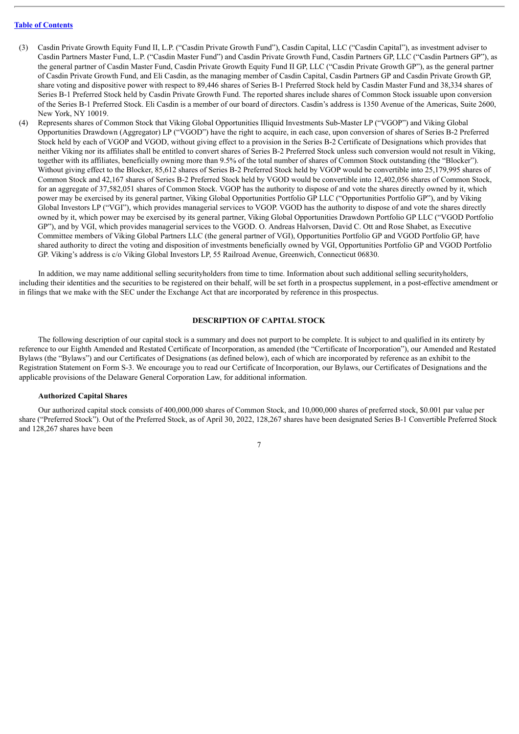(3) Casdin Private Growth Equity Fund II, L.P. ("Casdin Private Growth Fund"), Casdin Capital, LLC ("Casdin Capital"), as investment adviser to Casdin Partners Master Fund, L.P. ("Casdin Master Fund") and Casdin Private Growth Fund, Casdin Partners GP, LLC ("Casdin Partners GP"), as the general partner of Casdin Master Fund, Casdin Private Growth Equity Fund II GP, LLC ("Casdin Private Growth GP"), as the general partner of Casdin Private Growth Fund, and Eli Casdin, as the managing member of Casdin Capital, Casdin Partners GP and Casdin Private Growth GP, share voting and dispositive power with respect to 89,446 shares of Series B-1 Preferred Stock held by Casdin Master Fund and 38,334 shares of Series B-1 Preferred Stock held by Casdin Private Growth Fund. The reported shares include shares of Common Stock issuable upon conversion of the Series B-1 Preferred Stock. Eli Casdin is a member of our board of directors. Casdin's address is 1350 Avenue of the Americas, Suite 2600, New York, NY 10019.

(4) Represents shares of Common Stock that Viking Global Opportunities Illiquid Investments Sub-Master LP ("VGOP") and Viking Global Opportunities Drawdown (Aggregator) LP ("VGOD") have the right to acquire, in each case, upon conversion of shares of Series B-2 Preferred Stock held by each of VGOP and VGOD, without giving effect to a provision in the Series B-2 Certificate of Designations which provides that neither Viking nor its affiliates shall be entitled to convert shares of Series B-2 Preferred Stock unless such conversion would not result in Viking, together with its affiliates, beneficially owning more than 9.5% of the total number of shares of Common Stock outstanding (the "Blocker"). Without giving effect to the Blocker, 85,612 shares of Series B-2 Preferred Stock held by VGOP would be convertible into 25,179,995 shares of Common Stock and 42,167 shares of Series B-2 Preferred Stock held by VGOD would be convertible into 12,402,056 shares of Common Stock, for an aggregate of 37,582,051 shares of Common Stock. VGOP has the authority to dispose of and vote the shares directly owned by it, which power may be exercised by its general partner, Viking Global Opportunities Portfolio GP LLC ("Opportunities Portfolio GP"), and by Viking Global Investors LP ("VGI"), which provides managerial services to VGOP. VGOD has the authority to dispose of and vote the shares directly owned by it, which power may be exercised by its general partner, Viking Global Opportunities Drawdown Portfolio GP LLC ("VGOD Portfolio GP"), and by VGI, which provides managerial services to the VGOD. O. Andreas Halvorsen, David C. Ott and Rose Shabet, as Executive Committee members of Viking Global Partners LLC (the general partner of VGI), Opportunities Portfolio GP and VGOD Portfolio GP, have shared authority to direct the voting and disposition of investments beneficially owned by VGI, Opportunities Portfolio GP and VGOD Portfolio GP. Viking's address is c/o Viking Global Investors LP, 55 Railroad Avenue, Greenwich, Connecticut 06830.

In addition, we may name additional selling securityholders from time to time. Information about such additional selling securityholders, including their identities and the securities to be registered on their behalf, will be set forth in a prospectus supplement, in a post-effective amendment or in filings that we make with the SEC under the Exchange Act that are incorporated by reference in this prospectus.

## DESCRIPTION OF CAPITAL STOCK

The following description of our capital stock is a summary and does not purport to be complete. It is subject to and qualified in its entirety by reference to our Eighth Amended and Restated Certificate of Incorporation, as amended (the "Certificate of Incorporation"), our Amended and Restated Bylaws (the "Bylaws") and our Certificates of Designations (as defined below), each of which are incorporated by reference as an exhibit to the Registration Statement on Form S-3. We encourage you to read our Certificate of Incorporation, our Bylaws, our Certificates of Designations and the applicable provisions of the Delaware General Corporation Law, for additional information.

### Authorized Capital Shares

Our authorized capital stock consists of 400,000,000 shares of Common Stock, and 10,000,000 shares of preferred stock, $0.001 par value per share ("Preferred Stock"). Out of the Preferred Stock, as of April 30, 2022, 128,267 shares have been designated Series B-1 Convertible Preferred Stock and 128,267 shares have been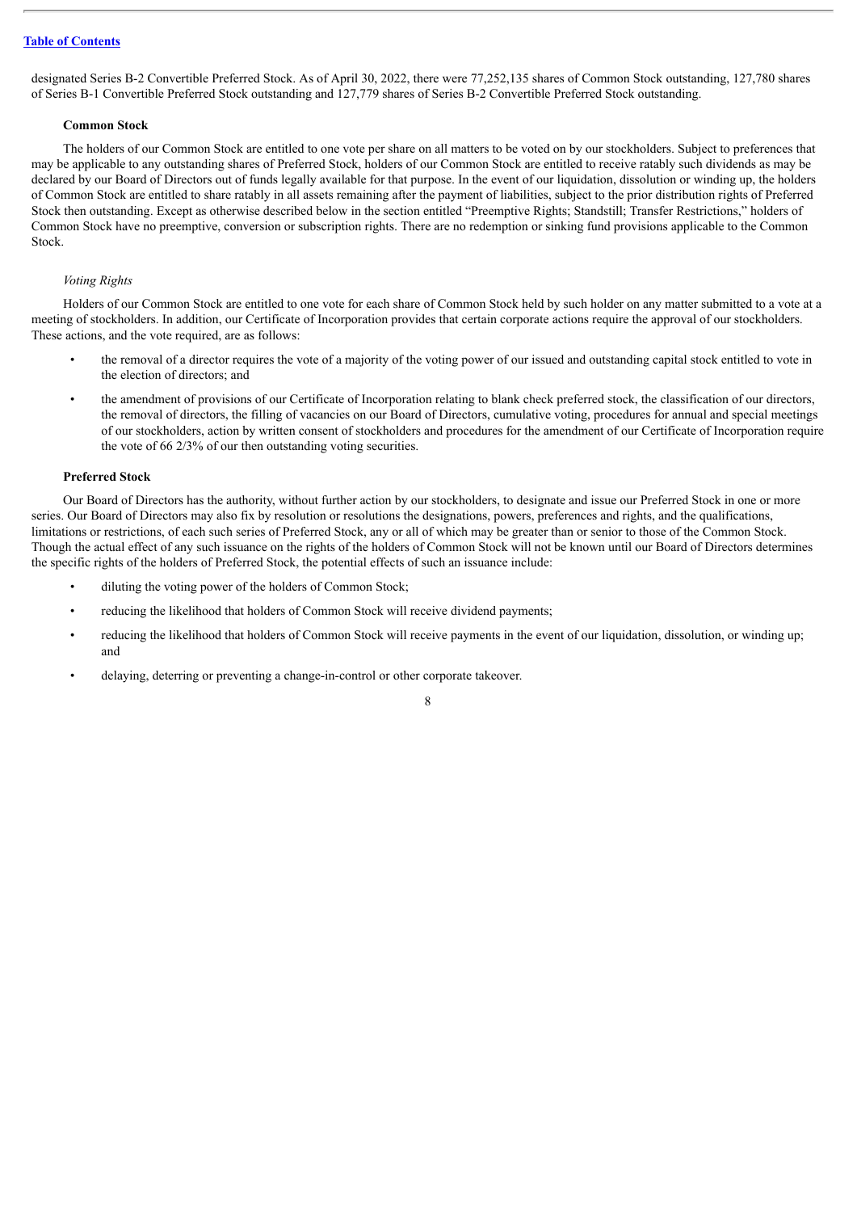designated Series B-2 Convertible Preferred Stock. As of April 30, 2022, there were 77,252,135 shares of Common Stock outstanding, 127,780 shares of Series B-1 Convertible Preferred Stock outstanding and 127,779 shares of Series B-2 Convertible Preferred Stock outstanding.

**Common Stock**

The holders of our Common Stock are entitled to one vote per share on all matters to be voted on by our stockholders. Subject to preferences that may be applicable to any outstanding shares of Preferred Stock, holders of our Common Stock are entitled to receive ratably such dividends as may be declared by our Board of Directors out of funds legally available for that purpose. In the event of our liquidation, dissolution or winding up, the holders of Common Stock are entitled to share ratably in all assets remaining after the payment of liabilities, subject to the prior distribution rights of Preferred Stock then outstanding. Except as otherwise described below in the section entitled "Preemptive Rights; Standstill; Transfer Restrictions," holders of Common Stock have no preemptive, conversion or subscription rights. There are no redemption or sinking fund provisions applicable to the Common Stock.

*Voting Rights*

Holders of our Common Stock are entitled to one vote for each share of Common Stock held by such holder on any matter submitted to a vote at a meeting of stockholders. In addition, our Certificate of Incorporation provides that certain corporate actions require the approval of our stockholders. These actions, and the vote required, are as follows:

- the removal of a director requires the vote of a majority of the voting power of our issued and outstanding capital stock entitled to vote in the election of directors; and
- the amendment of provisions of our Certificate of Incorporation relating to blank check preferred stock, the classification of our directors, the removal of directors, the filling of vacancies on our Board of Directors, cumulative voting, procedures for annual and special meetings of our stockholders, action by written consent of stockholders and procedures for the amendment of our Certificate of Incorporation require the vote of 66 2/3% of our then outstanding voting securities.

**Preferred Stock**

Our Board of Directors has the authority, without further action by our stockholders, to designate and issue our Preferred Stock in one or more series. Our Board of Directors may also fix by resolution or resolutions the designations, powers, preferences and rights, and the qualifications, limitations or restrictions, of each such series of Preferred Stock, any or all of which may be greater than or senior to those of the Common Stock. Though the actual effect of any such issuance on the rights of the holders of Common Stock will not be known until our Board of Directors determines the specific rights of the holders of Preferred Stock, the potential effects of such an issuance include:

- diluting the voting power of the holders of Common Stock;
- reducing the likelihood that holders of Common Stock will receive dividend payments;
- reducing the likelihood that holders of Common Stock will receive payments in the event of our liquidation, dissolution, or winding up; and
- delaying, deterring or preventing a change-in-control or other corporate takeover.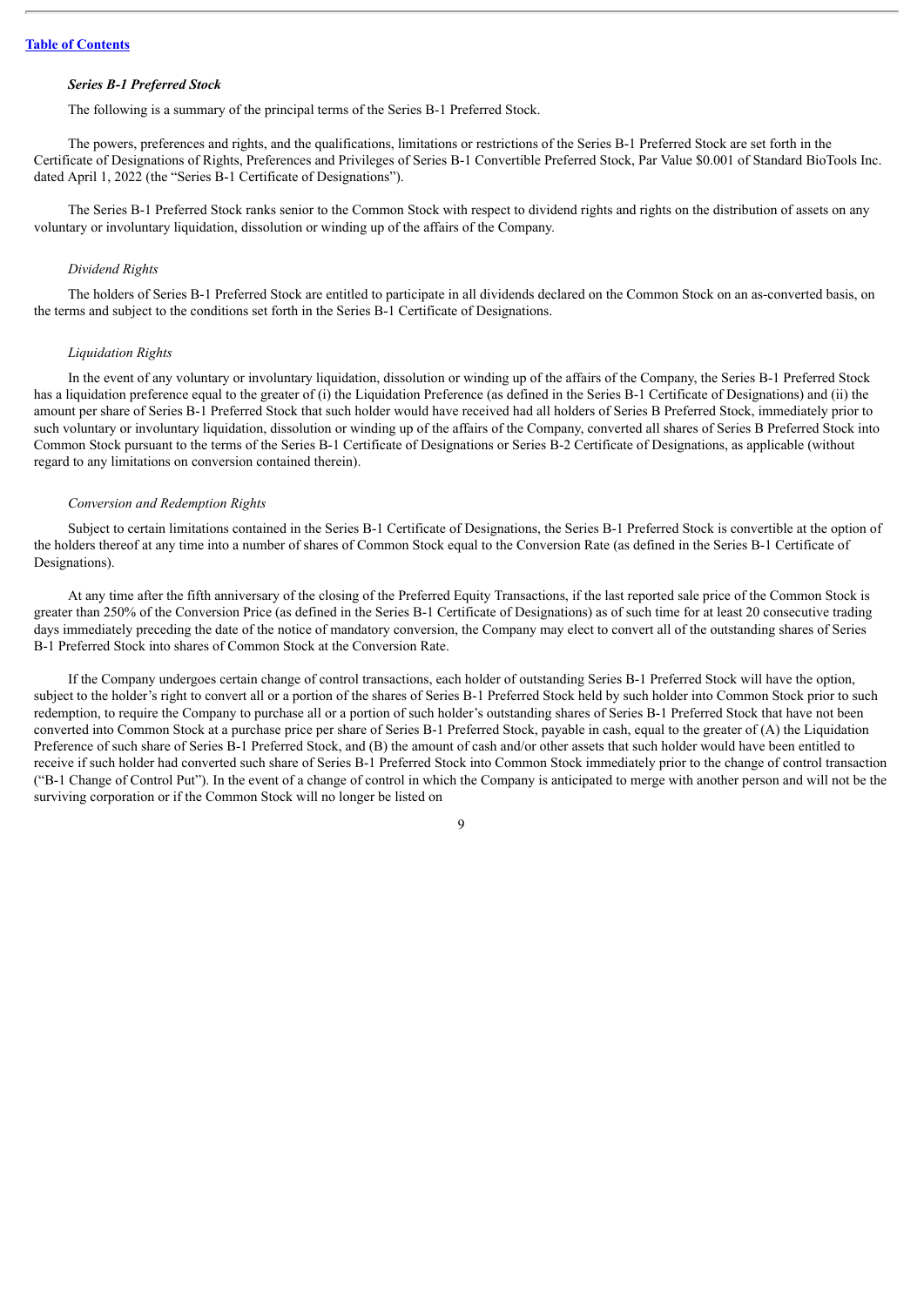### *Series B-1 Preferred Stock*

The following is a summary of the principal terms of the Series B-1 Preferred Stock.

The powers, preferences and rights, and the qualifications, limitations or restrictions of the Series B-1 Preferred Stock are set forth in the Certificate of Designations of Rights, Preferences and Privileges of Series B-1 Convertible Preferred Stock, Par Value $0.001 of Standard BioTools Inc. dated April 1, 2022 (the "Series B-1 Certificate of Designations").

The Series B-1 Preferred Stock ranks senior to the Common Stock with respect to dividend rights and rights on the distribution of assets on any voluntary or involuntary liquidation, dissolution or winding up of the affairs of the Company.

#### *Dividend Rights*

The holders of Series B-1 Preferred Stock are entitled to participate in all dividends declared on the Common Stock on an as-converted basis, on the terms and subject to the conditions set forth in the Series B-1 Certificate of Designations.

#### *Liquidation Rights*

In the event of any voluntary or involuntary liquidation, dissolution or winding up of the affairs of the Company, the Series B-1 Preferred Stock has a liquidation preference equal to the greater of (i) the Liquidation Preference (as defined in the Series B-1 Certificate of Designations) and (ii) the amount per share of Series B-1 Preferred Stock that such holder would have received had all holders of Series B Preferred Stock, immediately prior to such voluntary or involuntary liquidation, dissolution or winding up of the affairs of the Company, converted all shares of Series B Preferred Stock into Common Stock pursuant to the terms of the Series B-1 Certificate of Designations or Series B-2 Certificate of Designations, as applicable (without regard to any limitations on conversion contained therein).

#### *Conversion and Redemption Rights*

Subject to certain limitations contained in the Series B-1 Certificate of Designations, the Series B-1 Preferred Stock is convertible at the option of the holders thereof at any time into a number of shares of Common Stock equal to the Conversion Rate (as defined in the Series B-1 Certificate of Designations).

At any time after the fifth anniversary of the closing of the Preferred Equity Transactions, if the last reported sale price of the Common Stock is greater than 250% of the Conversion Price (as defined in the Series B-1 Certificate of Designations) as of such time for at least 20 consecutive trading days immediately preceding the date of the notice of mandatory conversion, the Company may elect to convert all of the outstanding shares of Series B-1 Preferred Stock into shares of Common Stock at the Conversion Rate.

If the Company undergoes certain change of control transactions, each holder of outstanding Series B-1 Preferred Stock will have the option, subject to the holder's right to convert all or a portion of the shares of Series B-1 Preferred Stock held by such holder into Common Stock prior to such redemption, to require the Company to purchase all or a portion of such holder's outstanding shares of Series B-1 Preferred Stock that have not been converted into Common Stock at a purchase price per share of Series B-1 Preferred Stock, payable in cash, equal to the greater of (A) the Liquidation Preference of such share of Series B-1 Preferred Stock, and (B) the amount of cash and/or other assets that such holder would have been entitled to receive if such holder had converted such share of Series B-1 Preferred Stock into Common Stock immediately prior to the change of control transaction ("B-1 Change of Control Put"). In the event of a change of control in which the Company is anticipated to merge with another person and will not be the surviving corporation or if the Common Stock will no longer be listed on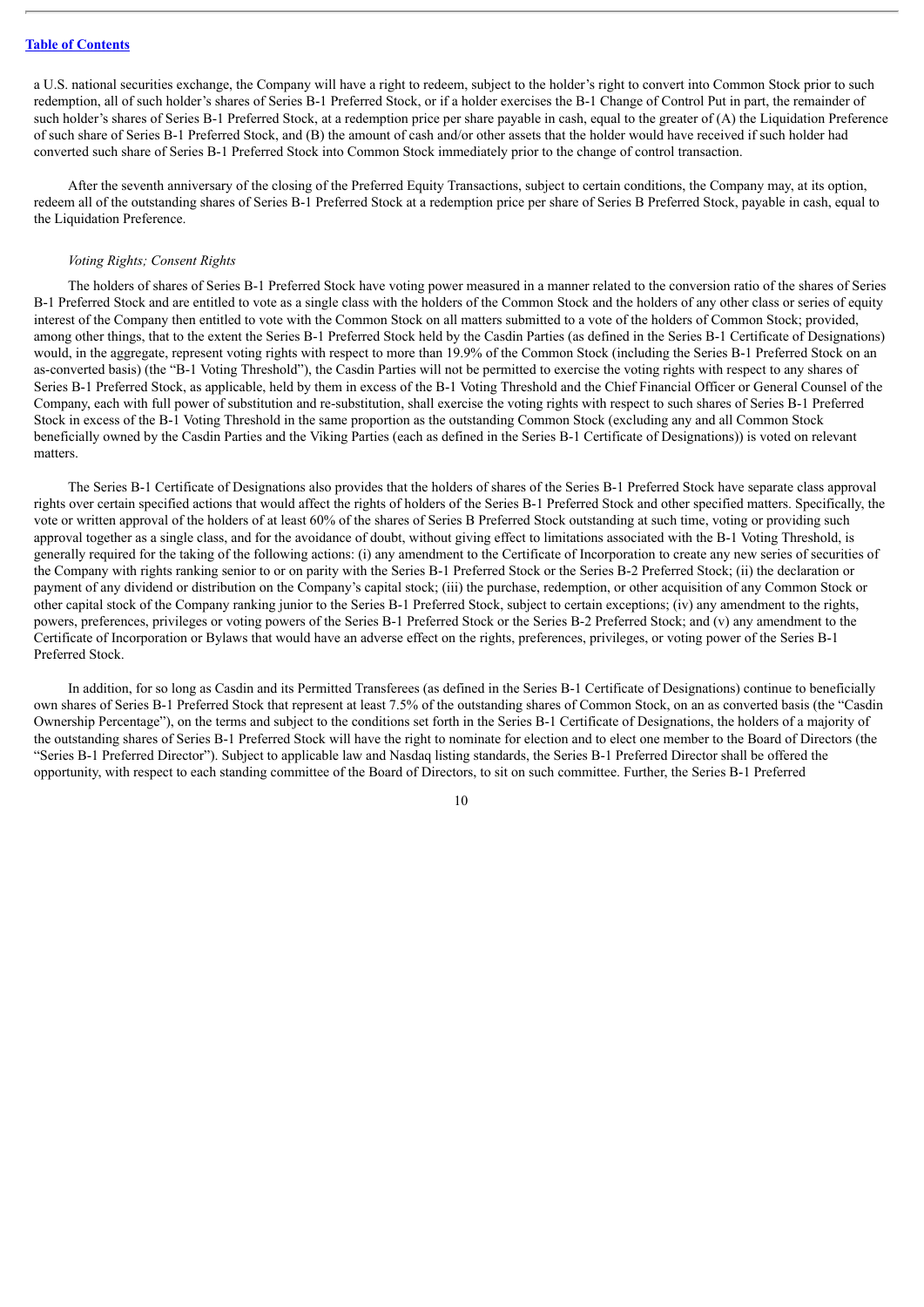a U.S. national securities exchange, the Company will have a right to redeem, subject to the holder's right to convert into Common Stock prior to such redemption, all of such holder's shares of Series B-1 Preferred Stock, or if a holder exercises the B-1 Change of Control Put in part, the remainder of such holder's shares of Series B-1 Preferred Stock, at a redemption price per share payable in cash, equal to the greater of (A) the Liquidation Preference of such share of Series B-1 Preferred Stock, and (B) the amount of cash and/or other assets that the holder would have received if such holder had converted such share of Series B-1 Preferred Stock into Common Stock immediately prior to the change of control transaction.

After the seventh anniversary of the closing of the Preferred Equity Transactions, subject to certain conditions, the Company may, at its option, redeem all of the outstanding shares of Series B-1 Preferred Stock at a redemption price per share of Series B Preferred Stock, payable in cash, equal to the Liquidation Preference.

*Voting Rights; Consent Rights*

The holders of shares of Series B-1 Preferred Stock have voting power measured in a manner related to the conversion ratio of the shares of Series B-1 Preferred Stock and are entitled to vote as a single class with the holders of the Common Stock and the holders of any other class or series of equity interest of the Company then entitled to vote with the Common Stock on all matters submitted to a vote of the holders of Common Stock; provided, among other things, that to the extent the Series B-1 Preferred Stock held by the Casdin Parties (as defined in the Series B-1 Certificate of Designations) would, in the aggregate, represent voting rights with respect to more than 19.9% of the Common Stock (including the Series B-1 Preferred Stock on an as-converted basis) (the "B-1 Voting Threshold"), the Casdin Parties will not be permitted to exercise the voting rights with respect to any shares of Series B-1 Preferred Stock, as applicable, held by them in excess of the B-1 Voting Threshold and the Chief Financial Officer or General Counsel of the Company, each with full power of substitution and re-substitution, shall exercise the voting rights with respect to such shares of Series B-1 Preferred Stock in excess of the B-1 Voting Threshold in the same proportion as the outstanding Common Stock (excluding any and all Common Stock beneficially owned by the Casdin Parties and the Viking Parties (each as defined in the Series B-1 Certificate of Designations)) is voted on relevant matters.

The Series B-1 Certificate of Designations also provides that the holders of shares of the Series B-1 Preferred Stock have separate class approval rights over certain specified actions that would affect the rights of holders of the Series B-1 Preferred Stock and other specified matters. Specifically, the vote or written approval of the holders of at least 60% of the shares of Series B Preferred Stock outstanding at such time, voting or providing such approval together as a single class, and for the avoidance of doubt, without giving effect to limitations associated with the B-1 Voting Threshold, is generally required for the taking of the following actions: (i) any amendment to the Certificate of Incorporation to create any new series of securities of the Company with rights ranking senior to or on parity with the Series B-1 Preferred Stock or the Series B-2 Preferred Stock; (ii) the declaration or payment of any dividend or distribution on the Company's capital stock; (iii) the purchase, redemption, or other acquisition of any Common Stock or other capital stock of the Company ranking junior to the Series B-1 Preferred Stock, subject to certain exceptions; (iv) any amendment to the rights, powers, preferences, privileges or voting powers of the Series B-1 Preferred Stock or the Series B-2 Preferred Stock; and (v) any amendment to the Certificate of Incorporation or Bylaws that would have an adverse effect on the rights, preferences, privileges, or voting power of the Series B-1 Preferred Stock.

In addition, for so long as Casdin and its Permitted Transferees (as defined in the Series B-1 Certificate of Designations) continue to beneficially own shares of Series B-1 Preferred Stock that represent at least 7.5% of the outstanding shares of Common Stock, on an as converted basis (the "Casdin Ownership Percentage"), on the terms and subject to the conditions set forth in the Series B-1 Certificate of Designations, the holders of a majority of the outstanding shares of Series B-1 Preferred Stock will have the right to nominate for election and to elect one member to the Board of Directors (the "Series B-1 Preferred Director"). Subject to applicable law and Nasdaq listing standards, the Series B-1 Preferred Director shall be offered the opportunity, with respect to each standing committee of the Board of Directors, to sit on such committee. Further, the Series B-1 Preferred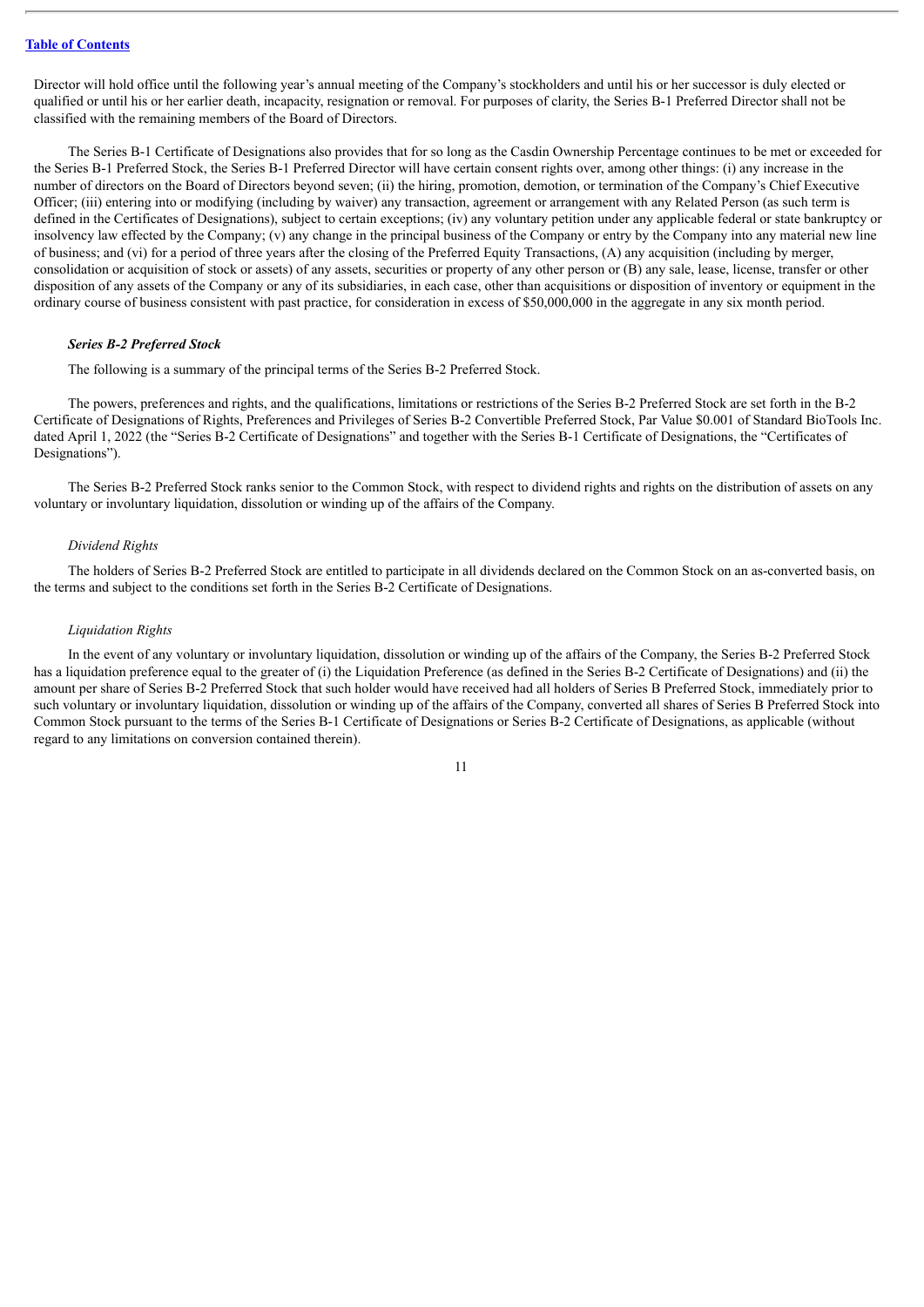Director will hold office until the following year's annual meeting of the Company's stockholders and until his or her successor is duly elected or qualified or until his or her earlier death, incapacity, resignation or removal. For purposes of clarity, the Series B-1 Preferred Director shall not be classified with the remaining members of the Board of Directors.

The Series B-1 Certificate of Designations also provides that for so long as the Casdin Ownership Percentage continues to be met or exceeded for the Series B-1 Preferred Stock, the Series B-1 Preferred Director will have certain consent rights over, among other things: (i) any increase in the number of directors on the Board of Directors beyond seven; (ii) the hiring, promotion, demotion, or termination of the Company's Chief Executive Officer; (iii) entering into or modifying (including by waiver) any transaction, agreement or arrangement with any Related Person (as such term is defined in the Certificates of Designations), subject to certain exceptions; (iv) any voluntary petition under any applicable federal or state bankruptcy or insolvency law effected by the Company; (v) any change in the principal business of the Company or entry by the Company into any material new line of business; and (vi) for a period of three years after the closing of the Preferred Equity Transactions, (A) any acquisition (including by merger, consolidation or acquisition of stock or assets) of any assets, securities or property of any other person or (B) any sale, lease, license, transfer or other disposition of any assets of the Company or any of its subsidiaries, in each case, other than acquisitions or disposition of inventory or equipment in the ordinary course of business consistent with past practice, for consideration in excess of $50,000,000 in the aggregate in any six month period.

***Series B-2 Preferred Stock***

The following is a summary of the principal terms of the Series B-2 Preferred Stock.

The powers, preferences and rights, and the qualifications, limitations or restrictions of the Series B-2 Preferred Stock are set forth in the B-2 Certificate of Designations of Rights, Preferences and Privileges of Series B-2 Convertible Preferred Stock, Par Value $0.001 of Standard BioTools Inc. dated April 1, 2022 (the "Series B-2 Certificate of Designations" and together with the Series B-1 Certificate of Designations, the "Certificates of Designations").

The Series B-2 Preferred Stock ranks senior to the Common Stock, with respect to dividend rights and rights on the distribution of assets on any voluntary or involuntary liquidation, dissolution or winding up of the affairs of the Company.

*Dividend Rights*

The holders of Series B-2 Preferred Stock are entitled to participate in all dividends declared on the Common Stock on an as-converted basis, on the terms and subject to the conditions set forth in the Series B-2 Certificate of Designations.

*Liquidation Rights*

In the event of any voluntary or involuntary liquidation, dissolution or winding up of the affairs of the Company, the Series B-2 Preferred Stock has a liquidation preference equal to the greater of (i) the Liquidation Preference (as defined in the Series B-2 Certificate of Designations) and (ii) the amount per share of Series B-2 Preferred Stock that such holder would have received had all holders of Series B Preferred Stock, immediately prior to such voluntary or involuntary liquidation, dissolution or winding up of the affairs of the Company, converted all shares of Series B Preferred Stock into Common Stock pursuant to the terms of the Series B-1 Certificate of Designations or Series B-2 Certificate of Designations, as applicable (without regard to any limitations on conversion contained therein).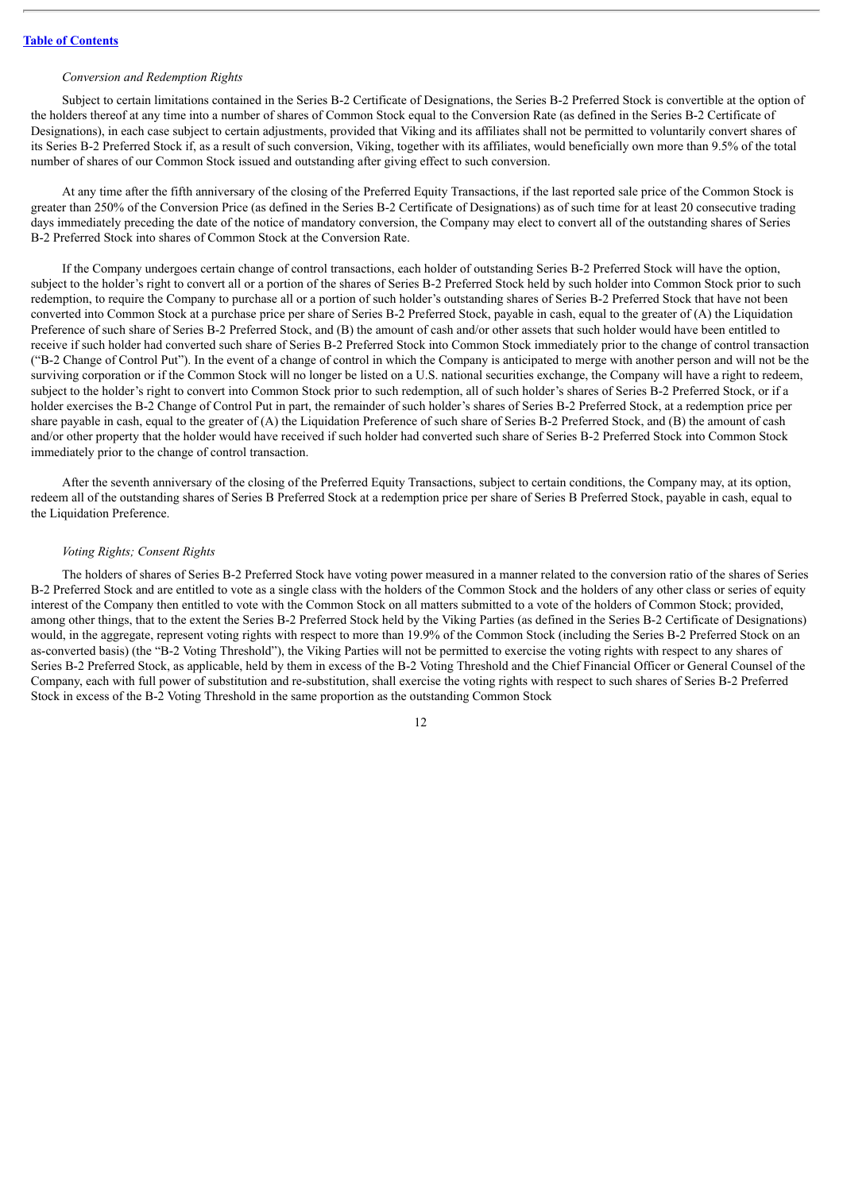*Conversion and Redemption Rights*

Subject to certain limitations contained in the Series B-2 Certificate of Designations, the Series B-2 Preferred Stock is convertible at the option of the holders thereof at any time into a number of shares of Common Stock equal to the Conversion Rate (as defined in the Series B-2 Certificate of Designations), in each case subject to certain adjustments, provided that Viking and its affiliates shall not be permitted to voluntarily convert shares of its Series B-2 Preferred Stock if, as a result of such conversion, Viking, together with its affiliates, would beneficially own more than 9.5% of the total number of shares of our Common Stock issued and outstanding after giving effect to such conversion.

At any time after the fifth anniversary of the closing of the Preferred Equity Transactions, if the last reported sale price of the Common Stock is greater than 250% of the Conversion Price (as defined in the Series B-2 Certificate of Designations) as of such time for at least 20 consecutive trading days immediately preceding the date of the notice of mandatory conversion, the Company may elect to convert all of the outstanding shares of Series B-2 Preferred Stock into shares of Common Stock at the Conversion Rate.

If the Company undergoes certain change of control transactions, each holder of outstanding Series B-2 Preferred Stock will have the option, subject to the holder's right to convert all or a portion of the shares of Series B-2 Preferred Stock held by such holder into Common Stock prior to such redemption, to require the Company to purchase all or a portion of such holder's outstanding shares of Series B-2 Preferred Stock that have not been converted into Common Stock at a purchase price per share of Series B-2 Preferred Stock, payable in cash, equal to the greater of (A) the Liquidation Preference of such share of Series B-2 Preferred Stock, and (B) the amount of cash and/or other assets that such holder would have been entitled to receive if such holder had converted such share of Series B-2 Preferred Stock into Common Stock immediately prior to the change of control transaction ("B-2 Change of Control Put"). In the event of a change of control in which the Company is anticipated to merge with another person and will not be the surviving corporation or if the Common Stock will no longer be listed on a U.S. national securities exchange, the Company will have a right to redeem, subject to the holder's right to convert into Common Stock prior to such redemption, all of such holder's shares of Series B-2 Preferred Stock, or if a holder exercises the B-2 Change of Control Put in part, the remainder of such holder's shares of Series B-2 Preferred Stock, at a redemption price per share payable in cash, equal to the greater of (A) the Liquidation Preference of such share of Series B-2 Preferred Stock, and (B) the amount of cash and/or other property that the holder would have received if such holder had converted such share of Series B-2 Preferred Stock into Common Stock immediately prior to the change of control transaction.

After the seventh anniversary of the closing of the Preferred Equity Transactions, subject to certain conditions, the Company may, at its option, redeem all of the outstanding shares of Series B Preferred Stock at a redemption price per share of Series B Preferred Stock, payable in cash, equal to the Liquidation Preference.

*Voting Rights; Consent Rights*

The holders of shares of Series B-2 Preferred Stock have voting power measured in a manner related to the conversion ratio of the shares of Series B-2 Preferred Stock and are entitled to vote as a single class with the holders of the Common Stock and the holders of any other class or series of equity interest of the Company then entitled to vote with the Common Stock on all matters submitted to a vote of the holders of Common Stock; provided, among other things, that to the extent the Series B-2 Preferred Stock held by the Viking Parties (as defined in the Series B-2 Certificate of Designations) would, in the aggregate, represent voting rights with respect to more than 19.9% of the Common Stock (including the Series B-2 Preferred Stock on an as-converted basis) (the "B-2 Voting Threshold"), the Viking Parties will not be permitted to exercise the voting rights with respect to any shares of Series B-2 Preferred Stock, as applicable, held by them in excess of the B-2 Voting Threshold and the Chief Financial Officer or General Counsel of the Company, each with full power of substitution and re-substitution, shall exercise the voting rights with respect to such shares of Series B-2 Preferred Stock in excess of the B-2 Voting Threshold in the same proportion as the outstanding Common Stock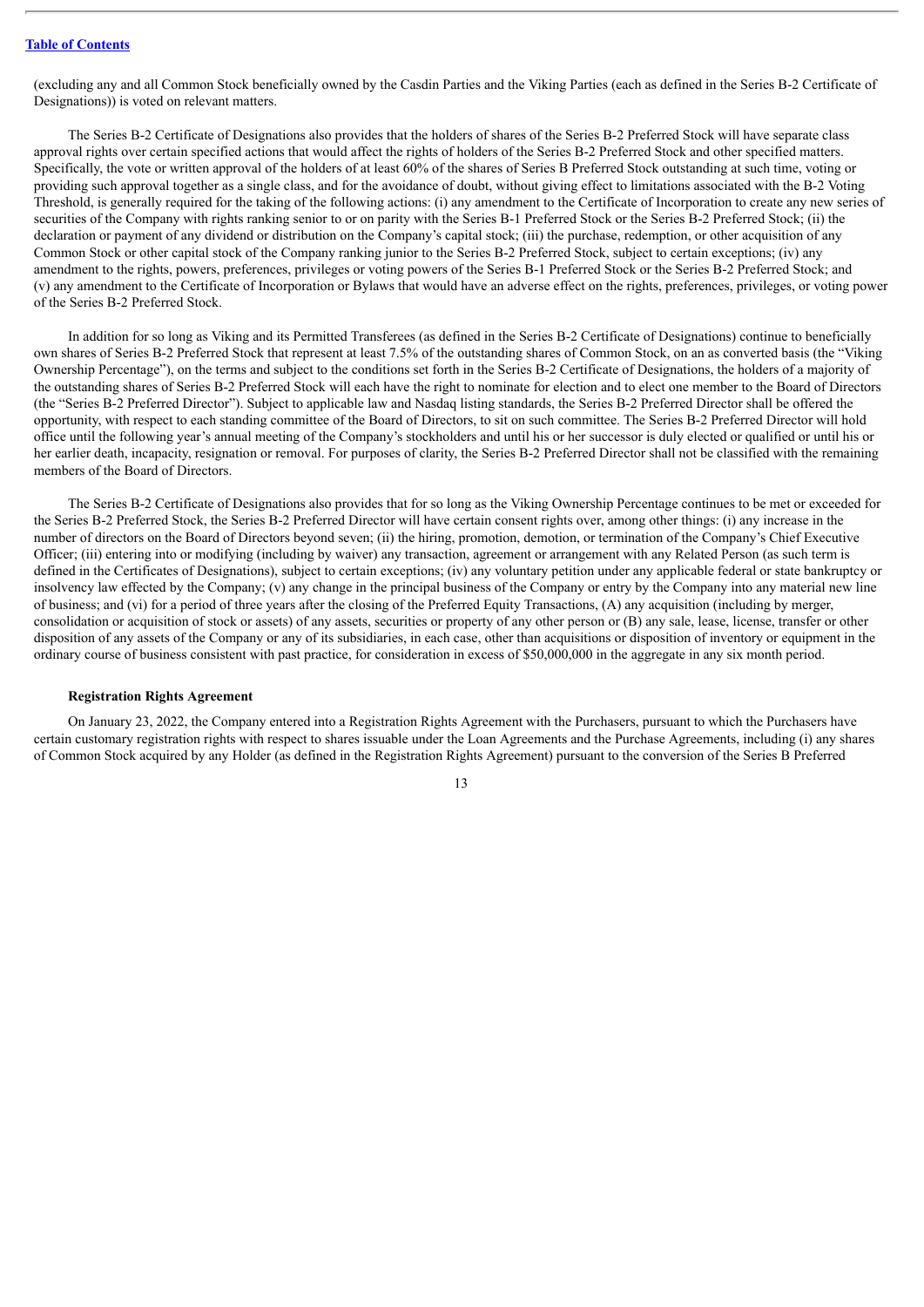(excluding any and all Common Stock beneficially owned by the Casdin Parties and the Viking Parties (each as defined in the Series B-2 Certificate of Designations)) is voted on relevant matters.

The Series B-2 Certificate of Designations also provides that the holders of shares of the Series B-2 Preferred Stock will have separate class approval rights over certain specified actions that would affect the rights of holders of the Series B-2 Preferred Stock and other specified matters. Specifically, the vote or written approval of the holders of at least 60% of the shares of Series B Preferred Stock outstanding at such time, voting or providing such approval together as a single class, and for the avoidance of doubt, without giving effect to limitations associated with the B-2 Voting Threshold, is generally required for the taking of the following actions: (i) any amendment to the Certificate of Incorporation to create any new series of securities of the Company with rights ranking senior to or on parity with the Series B-1 Preferred Stock or the Series B-2 Preferred Stock; (ii) the declaration or payment of any dividend or distribution on the Company's capital stock; (iii) the purchase, redemption, or other acquisition of any Common Stock or other capital stock of the Company ranking junior to the Series B-2 Preferred Stock, subject to certain exceptions; (iv) any amendment to the rights, powers, preferences, privileges or voting powers of the Series B-1 Preferred Stock or the Series B-2 Preferred Stock; and (v) any amendment to the Certificate of Incorporation or Bylaws that would have an adverse effect on the rights, preferences, privileges, or voting power of the Series B-2 Preferred Stock.

In addition for so long as Viking and its Permitted Transferees (as defined in the Series B-2 Certificate of Designations) continue to beneficially own shares of Series B-2 Preferred Stock that represent at least 7.5% of the outstanding shares of Common Stock, on an as converted basis (the "Viking Ownership Percentage"), on the terms and subject to the conditions set forth in the Series B-2 Certificate of Designations, the holders of a majority of the outstanding shares of Series B-2 Preferred Stock will each have the right to nominate for election and to elect one member to the Board of Directors (the "Series B-2 Preferred Director"). Subject to applicable law and Nasdaq listing standards, the Series B-2 Preferred Director shall be offered the opportunity, with respect to each standing committee of the Board of Directors, to sit on such committee. The Series B-2 Preferred Director will hold office until the following year's annual meeting of the Company's stockholders and until his or her successor is duly elected or qualified or until his or her earlier death, incapacity, resignation or removal. For purposes of clarity, the Series B-2 Preferred Director shall not be classified with the remaining members of the Board of Directors.

The Series B-2 Certificate of Designations also provides that for so long as the Viking Ownership Percentage continues to be met or exceeded for the Series B-2 Preferred Stock, the Series B-2 Preferred Director will have certain consent rights over, among other things: (i) any increase in the number of directors on the Board of Directors beyond seven; (ii) the hiring, promotion, demotion, or termination of the Company's Chief Executive Officer; (iii) entering into or modifying (including by waiver) any transaction, agreement or arrangement with any Related Person (as such term is defined in the Certificates of Designations), subject to certain exceptions; (iv) any voluntary petition under any applicable federal or state bankruptcy or insolvency law effected by the Company; (v) any change in the principal business of the Company or entry by the Company into any material new line of business; and (vi) for a period of three years after the closing of the Preferred Equity Transactions, (A) any acquisition (including by merger, consolidation or acquisition of stock or assets) of any assets, securities or property of any other person or (B) any sale, lease, license, transfer or other disposition of any assets of the Company or any of its subsidiaries, in each case, other than acquisitions or disposition of inventory or equipment in the ordinary course of business consistent with past practice, for consideration in excess of $50,000,000 in the aggregate in any six month period.

**Registration Rights Agreement**

On January 23, 2022, the Company entered into a Registration Rights Agreement with the Purchasers, pursuant to which the Purchasers have certain customary registration rights with respect to shares issuable under the Loan Agreements and the Purchase Agreements, including (i) any shares of Common Stock acquired by any Holder (as defined in the Registration Rights Agreement) pursuant to the conversion of the Series B Preferred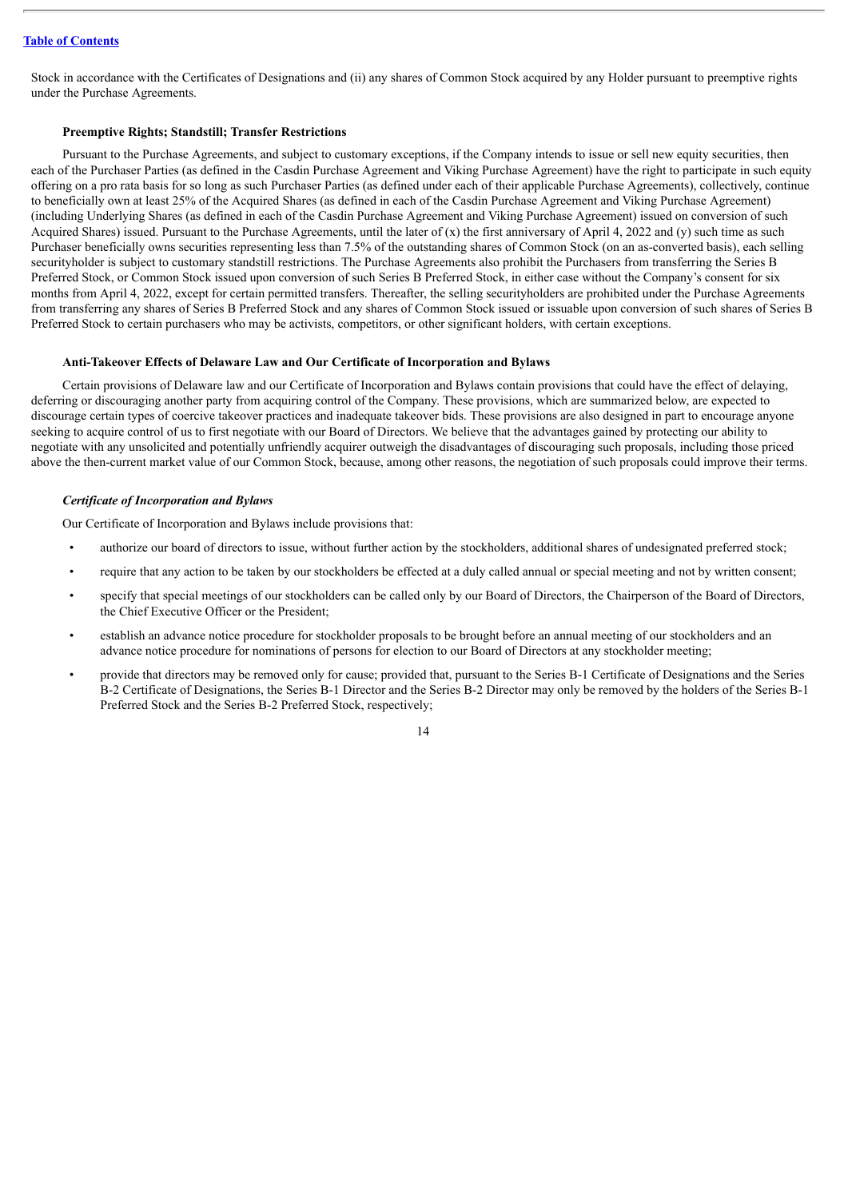Stock in accordance with the Certificates of Designations and (ii) any shares of Common Stock acquired by any Holder pursuant to preemptive rights under the Purchase Agreements.

**Preemptive Rights; Standstill; Transfer Restrictions**

Pursuant to the Purchase Agreements, and subject to customary exceptions, if the Company intends to issue or sell new equity securities, then each of the Purchaser Parties (as defined in the Casdin Purchase Agreement and Viking Purchase Agreement) have the right to participate in such equity offering on a pro rata basis for so long as such Purchaser Parties (as defined under each of their applicable Purchase Agreements), collectively, continue to beneficially own at least 25% of the Acquired Shares (as defined in each of the Casdin Purchase Agreement and Viking Purchase Agreement) (including Underlying Shares (as defined in each of the Casdin Purchase Agreement and Viking Purchase Agreement) issued on conversion of such Acquired Shares) issued. Pursuant to the Purchase Agreements, until the later of (x) the first anniversary of April 4, 2022 and (y) such time as such Purchaser beneficially owns securities representing less than 7.5% of the outstanding shares of Common Stock (on an as-converted basis), each selling securityholder is subject to customary standstill restrictions. The Purchase Agreements also prohibit the Purchasers from transferring the Series B Preferred Stock, or Common Stock issued upon conversion of such Series B Preferred Stock, in either case without the Company's consent for six months from April 4, 2022, except for certain permitted transfers. Thereafter, the selling securityholders are prohibited under the Purchase Agreements from transferring any shares of Series B Preferred Stock and any shares of Common Stock issued or issuable upon conversion of such shares of Series B Preferred Stock to certain purchasers who may be activists, competitors, or other significant holders, with certain exceptions.

**Anti-Takeover Effects of Delaware Law and Our Certificate of Incorporation and Bylaws**

Certain provisions of Delaware law and our Certificate of Incorporation and Bylaws contain provisions that could have the effect of delaying, deferring or discouraging another party from acquiring control of the Company. These provisions, which are summarized below, are expected to discourage certain types of coercive takeover practices and inadequate takeover bids. These provisions are also designed in part to encourage anyone seeking to acquire control of us to first negotiate with our Board of Directors. We believe that the advantages gained by protecting our ability to negotiate with any unsolicited and potentially unfriendly acquirer outweigh the disadvantages of discouraging such proposals, including those priced above the then-current market value of our Common Stock, because, among other reasons, the negotiation of such proposals could improve their terms.

***Certificate of Incorporation and Bylaws***

Our Certificate of Incorporation and Bylaws include provisions that:

- authorize our board of directors to issue, without further action by the stockholders, additional shares of undesignated preferred stock;
- require that any action to be taken by our stockholders be effected at a duly called annual or special meeting and not by written consent;
- specify that special meetings of our stockholders can be called only by our Board of Directors, the Chairperson of the Board of Directors, the Chief Executive Officer or the President;
- establish an advance notice procedure for stockholder proposals to be brought before an annual meeting of our stockholders and an advance notice procedure for nominations of persons for election to our Board of Directors at any stockholder meeting;
- provide that directors may be removed only for cause; provided that, pursuant to the Series B-1 Certificate of Designations and the Series B-2 Certificate of Designations, the Series B-1 Director and the Series B-2 Director may only be removed by the holders of the Series B-1 Preferred Stock and the Series B-2 Preferred Stock, respectively;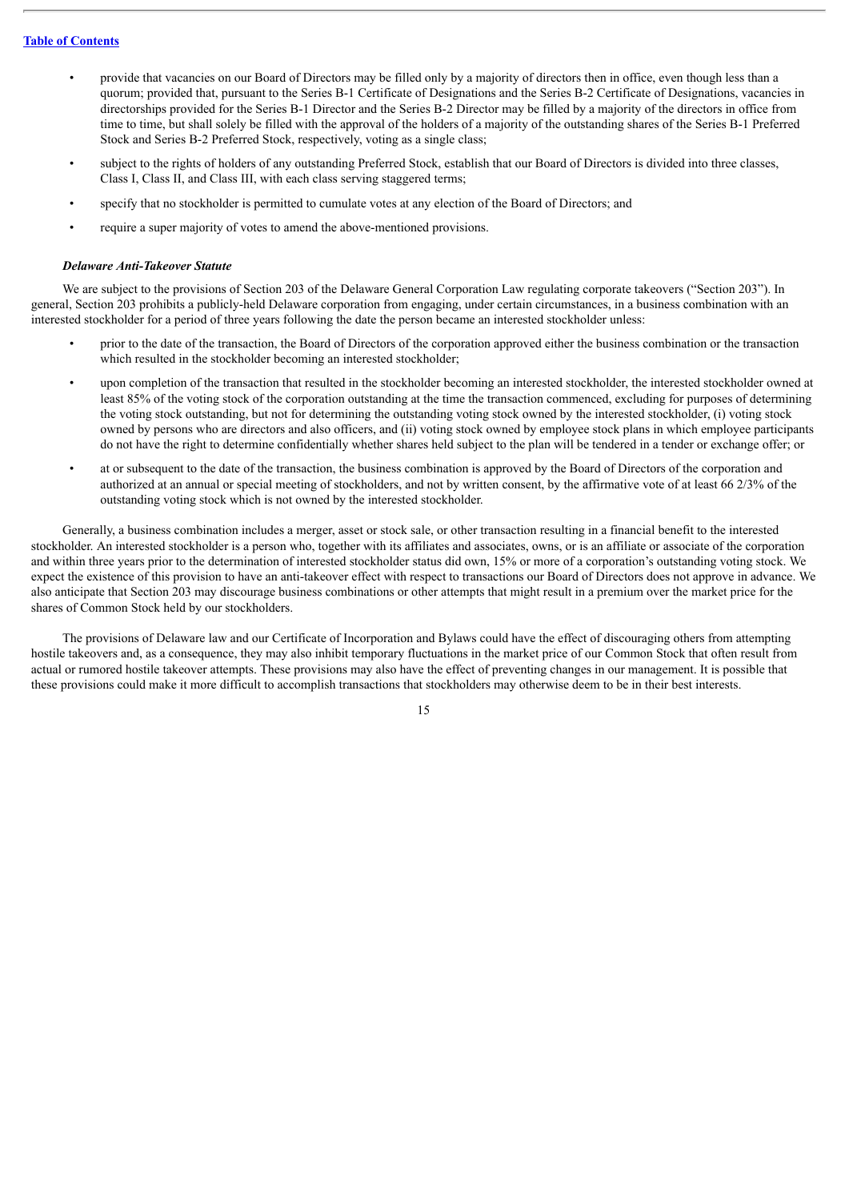- provide that vacancies on our Board of Directors may be filled only by a majority of directors then in office, even though less than a quorum; provided that, pursuant to the Series B-1 Certificate of Designations and the Series B-2 Certificate of Designations, vacancies in directorships provided for the Series B-1 Director and the Series B-2 Director may be filled by a majority of the directors in office from time to time, but shall solely be filled with the approval of the holders of a majority of the outstanding shares of the Series B-1 Preferred Stock and Series B-2 Preferred Stock, respectively, voting as a single class;
- subject to the rights of holders of any outstanding Preferred Stock, establish that our Board of Directors is divided into three classes, Class I, Class II, and Class III, with each class serving staggered terms;
- specify that no stockholder is permitted to cumulate votes at any election of the Board of Directors; and
- require a super majority of votes to amend the above-mentioned provisions.

***Delaware Anti-Takeover Statute***

We are subject to the provisions of Section 203 of the Delaware General Corporation Law regulating corporate takeovers ("Section 203"). In general, Section 203 prohibits a publicly-held Delaware corporation from engaging, under certain circumstances, in a business combination with an interested stockholder for a period of three years following the date the person became an interested stockholder unless:

- prior to the date of the transaction, the Board of Directors of the corporation approved either the business combination or the transaction which resulted in the stockholder becoming an interested stockholder;
- upon completion of the transaction that resulted in the stockholder becoming an interested stockholder, the interested stockholder owned at least 85% of the voting stock of the corporation outstanding at the time the transaction commenced, excluding for purposes of determining the voting stock outstanding, but not for determining the outstanding voting stock owned by the interested stockholder, (i) voting stock owned by persons who are directors and also officers, and (ii) voting stock owned by employee stock plans in which employee participants do not have the right to determine confidentially whether shares held subject to the plan will be tendered in a tender or exchange offer; or
- at or subsequent to the date of the transaction, the business combination is approved by the Board of Directors of the corporation and authorized at an annual or special meeting of stockholders, and not by written consent, by the affirmative vote of at least 66 2/3% of the outstanding voting stock which is not owned by the interested stockholder.

Generally, a business combination includes a merger, asset or stock sale, or other transaction resulting in a financial benefit to the interested stockholder. An interested stockholder is a person who, together with its affiliates and associates, owns, or is an affiliate or associate of the corporation and within three years prior to the determination of interested stockholder status did own, 15% or more of a corporation's outstanding voting stock. We expect the existence of this provision to have an anti-takeover effect with respect to transactions our Board of Directors does not approve in advance. We also anticipate that Section 203 may discourage business combinations or other attempts that might result in a premium over the market price for the shares of Common Stock held by our stockholders.

The provisions of Delaware law and our Certificate of Incorporation and Bylaws could have the effect of discouraging others from attempting hostile takeovers and, as a consequence, they may also inhibit temporary fluctuations in the market price of our Common Stock that often result from actual or rumored hostile takeover attempts. These provisions may also have the effect of preventing changes in our management. It is possible that these provisions could make it more difficult to accomplish transactions that stockholders may otherwise deem to be in their best interests.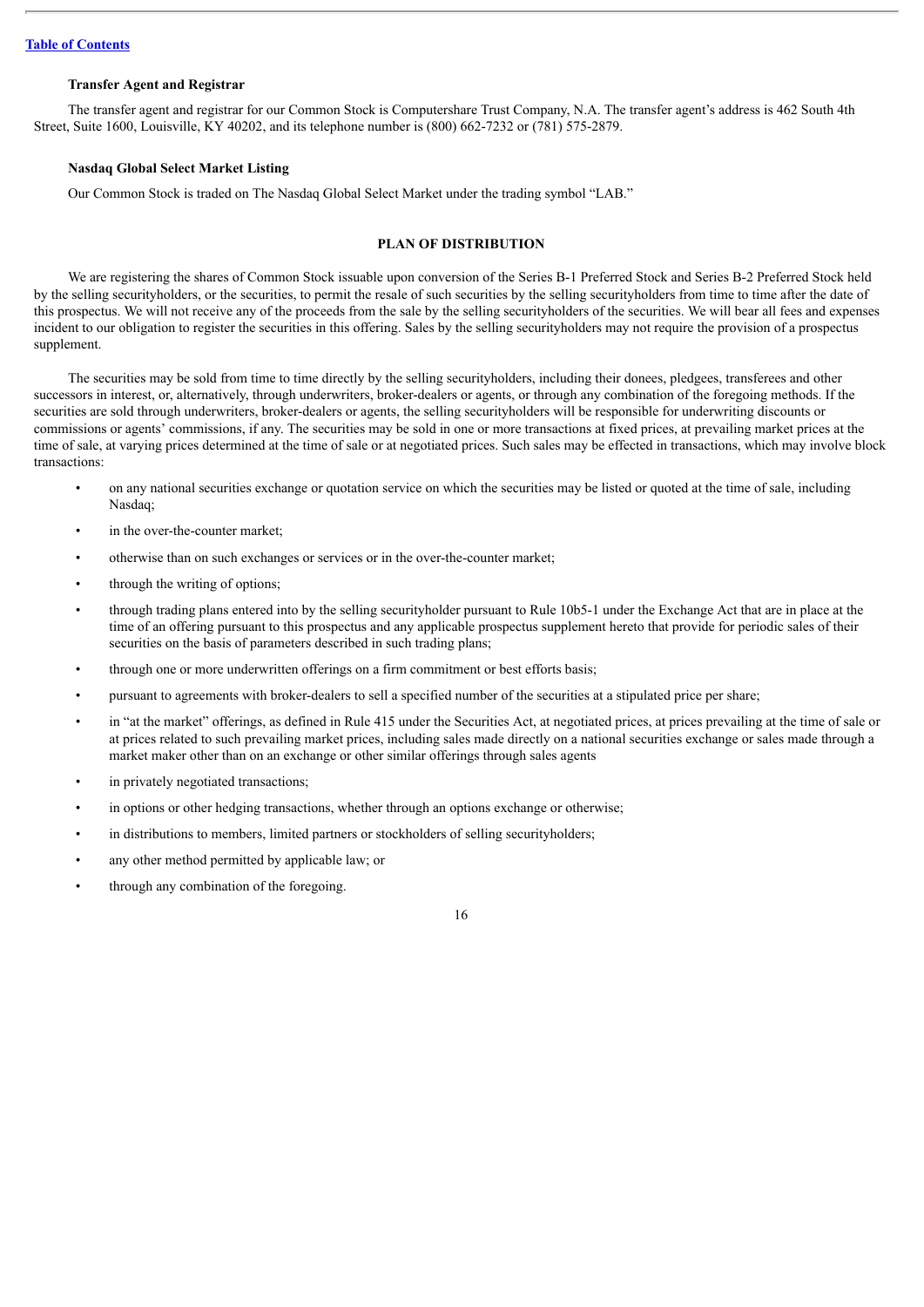### Transfer Agent and Registrar

The transfer agent and registrar for our Common Stock is Computershare Trust Company, N.A. The transfer agent's address is 462 South 4th Street, Suite 1600, Louisville, KY 40202, and its telephone number is (800) 662-7232 or (781) 575-2879.

### Nasdaq Global Select Market Listing

Our Common Stock is traded on The Nasdaq Global Select Market under the trading symbol "LAB."

## PLAN OF DISTRIBUTION

We are registering the shares of Common Stock issuable upon conversion of the Series B-1 Preferred Stock and Series B-2 Preferred Stock held by the selling securityholders, or the securities, to permit the resale of such securities by the selling securityholders from time to time after the date of this prospectus. We will not receive any of the proceeds from the sale by the selling securityholders of the securities. We will bear all fees and expenses incident to our obligation to register the securities in this offering. Sales by the selling securityholders may not require the provision of a prospectus supplement.

The securities may be sold from time to time directly by the selling securityholders, including their donees, pledgees, transferees and other successors in interest, or, alternatively, through underwriters, broker-dealers or agents, or through any combination of the foregoing methods. If the securities are sold through underwriters, broker-dealers or agents, the selling securityholders will be responsible for underwriting discounts or commissions or agents' commissions, if any. The securities may be sold in one or more transactions at fixed prices, at prevailing market prices at the time of sale, at varying prices determined at the time of sale or at negotiated prices. Such sales may be effected in transactions, which may involve block transactions:

- on any national securities exchange or quotation service on which the securities may be listed or quoted at the time of sale, including Nasdaq;
- in the over-the-counter market;
- otherwise than on such exchanges or services or in the over-the-counter market;
- through the writing of options;
- through trading plans entered into by the selling securityholder pursuant to Rule 10b5-1 under the Exchange Act that are in place at the time of an offering pursuant to this prospectus and any applicable prospectus supplement hereto that provide for periodic sales of their securities on the basis of parameters described in such trading plans;
- through one or more underwritten offerings on a firm commitment or best efforts basis;
- pursuant to agreements with broker-dealers to sell a specified number of the securities at a stipulated price per share;
- in "at the market" offerings, as defined in Rule 415 under the Securities Act, at negotiated prices, at prices prevailing at the time of sale or at prices related to such prevailing market prices, including sales made directly on a national securities exchange or sales made through a market maker other than on an exchange or other similar offerings through sales agents
- in privately negotiated transactions;
- in options or other hedging transactions, whether through an options exchange or otherwise;
- in distributions to members, limited partners or stockholders of selling securityholders;
- any other method permitted by applicable law; or
- through any combination of the foregoing.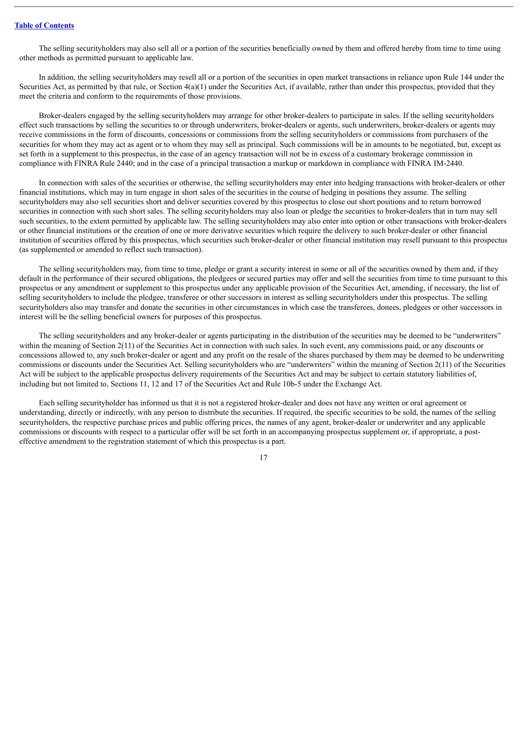The selling securityholders may also sell all or a portion of the securities beneficially owned by them and offered hereby from time to time using other methods as permitted pursuant to applicable law.

In addition, the selling securityholders may resell all or a portion of the securities in open market transactions in reliance upon Rule 144 under the Securities Act, as permitted by that rule, or Section 4(a)(1) under the Securities Act, if available, rather than under this prospectus, provided that they meet the criteria and conform to the requirements of those provisions.

Broker-dealers engaged by the selling securityholders may arrange for other broker-dealers to participate in sales. If the selling securityholders effect such transactions by selling the securities to or through underwriters, broker-dealers or agents, such underwriters, broker-dealers or agents may receive commissions in the form of discounts, concessions or commissions from the selling securityholders or commissions from purchasers of the securities for whom they may act as agent or to whom they may sell as principal. Such commissions will be in amounts to be negotiated, but, except as set forth in a supplement to this prospectus, in the case of an agency transaction will not be in excess of a customary brokerage commission in compliance with FINRA Rule 2440; and in the case of a principal transaction a markup or markdown in compliance with FINRA IM-2440.

In connection with sales of the securities or otherwise, the selling securityholders may enter into hedging transactions with broker-dealers or other financial institutions, which may in turn engage in short sales of the securities in the course of hedging in positions they assume. The selling securityholders may also sell securities short and deliver securities covered by this prospectus to close out short positions and to return borrowed securities in connection with such short sales. The selling securityholders may also loan or pledge the securities to broker-dealers that in turn may sell such securities, to the extent permitted by applicable law. The selling securityholders may also enter into option or other transactions with broker-dealers or other financial institutions or the creation of one or more derivative securities which require the delivery to such broker-dealer or other financial institution of securities offered by this prospectus, which securities such broker-dealer or other financial institution may resell pursuant to this prospectus (as supplemented or amended to reflect such transaction).

The selling securityholders may, from time to time, pledge or grant a security interest in some or all of the securities owned by them and, if they default in the performance of their secured obligations, the pledgees or secured parties may offer and sell the securities from time to time pursuant to this prospectus or any amendment or supplement to this prospectus under any applicable provision of the Securities Act, amending, if necessary, the list of selling securityholders to include the pledgee, transferee or other successors in interest as selling securityholders under this prospectus. The selling securityholders also may transfer and donate the securities in other circumstances in which case the transferees, donees, pledgees or other successors in interest will be the selling beneficial owners for purposes of this prospectus.

The selling securityholders and any broker-dealer or agents participating in the distribution of the securities may be deemed to be "underwriters" within the meaning of Section 2(11) of the Securities Act in connection with such sales. In such event, any commissions paid, or any discounts or concessions allowed to, any such broker-dealer or agent and any profit on the resale of the shares purchased by them may be deemed to be underwriting commissions or discounts under the Securities Act. Selling securityholders who are "underwriters" within the meaning of Section 2(11) of the Securities Act will be subject to the applicable prospectus delivery requirements of the Securities Act and may be subject to certain statutory liabilities of, including but not limited to, Sections 11, 12 and 17 of the Securities Act and Rule 10b-5 under the Exchange Act.

Each selling securityholder has informed us that it is not a registered broker-dealer and does not have any written or oral agreement or understanding, directly or indirectly, with any person to distribute the securities. If required, the specific securities to be sold, the names of the selling securityholders, the respective purchase prices and public offering prices, the names of any agent, broker-dealer or underwriter and any applicable commissions or discounts with respect to a particular offer will be set forth in an accompanying prospectus supplement or, if appropriate, a post-effective amendment to the registration statement of which this prospectus is a part.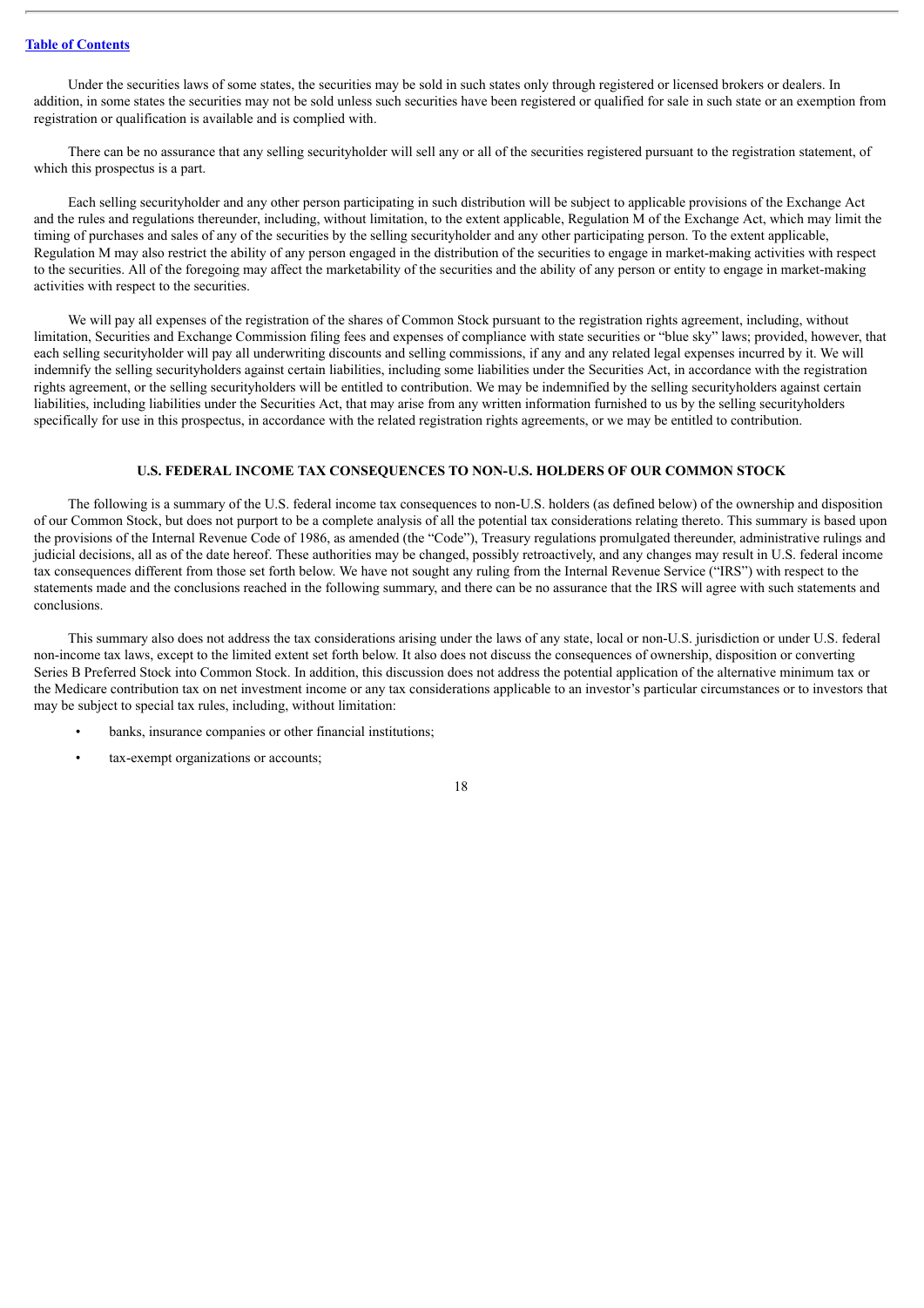Under the securities laws of some states, the securities may be sold in such states only through registered or licensed brokers or dealers. In addition, in some states the securities may not be sold unless such securities have been registered or qualified for sale in such state or an exemption from registration or qualification is available and is complied with.

There can be no assurance that any selling securityholder will sell any or all of the securities registered pursuant to the registration statement, of which this prospectus is a part.

Each selling securityholder and any other person participating in such distribution will be subject to applicable provisions of the Exchange Act and the rules and regulations thereunder, including, without limitation, to the extent applicable, Regulation M of the Exchange Act, which may limit the timing of purchases and sales of any of the securities by the selling securityholder and any other participating person. To the extent applicable, Regulation M may also restrict the ability of any person engaged in the distribution of the securities to engage in market-making activities with respect to the securities. All of the foregoing may affect the marketability of the securities and the ability of any person or entity to engage in market-making activities with respect to the securities.

We will pay all expenses of the registration of the shares of Common Stock pursuant to the registration rights agreement, including, without limitation, Securities and Exchange Commission filing fees and expenses of compliance with state securities or "blue sky" laws; provided, however, that each selling securityholder will pay all underwriting discounts and selling commissions, if any and any related legal expenses incurred by it. We will indemnify the selling securityholders against certain liabilities, including some liabilities under the Securities Act, in accordance with the registration rights agreement, or the selling securityholders will be entitled to contribution. We may be indemnified by the selling securityholders against certain liabilities, including liabilities under the Securities Act, that may arise from any written information furnished to us by the selling securityholders specifically for use in this prospectus, in accordance with the related registration rights agreements, or we may be entitled to contribution.

## U.S. FEDERAL INCOME TAX CONSEQUENCES TO NON-U.S. HOLDERS OF OUR COMMON STOCK

The following is a summary of the U.S. federal income tax consequences to non-U.S. holders (as defined below) of the ownership and disposition of our Common Stock, but does not purport to be a complete analysis of all the potential tax considerations relating thereto. This summary is based upon the provisions of the Internal Revenue Code of 1986, as amended (the "Code"), Treasury regulations promulgated thereunder, administrative rulings and judicial decisions, all as of the date hereof. These authorities may be changed, possibly retroactively, and any changes may result in U.S. federal income tax consequences different from those set forth below. We have not sought any ruling from the Internal Revenue Service ("IRS") with respect to the statements made and the conclusions reached in the following summary, and there can be no assurance that the IRS will agree with such statements and conclusions.

This summary also does not address the tax considerations arising under the laws of any state, local or non-U.S. jurisdiction or under U.S. federal non-income tax laws, except to the limited extent set forth below. It also does not discuss the consequences of ownership, disposition or converting Series B Preferred Stock into Common Stock. In addition, this discussion does not address the potential application of the alternative minimum tax or the Medicare contribution tax on net investment income or any tax considerations applicable to an investor's particular circumstances or to investors that may be subject to special tax rules, including, without limitation:

- banks, insurance companies or other financial institutions;
- tax-exempt organizations or accounts;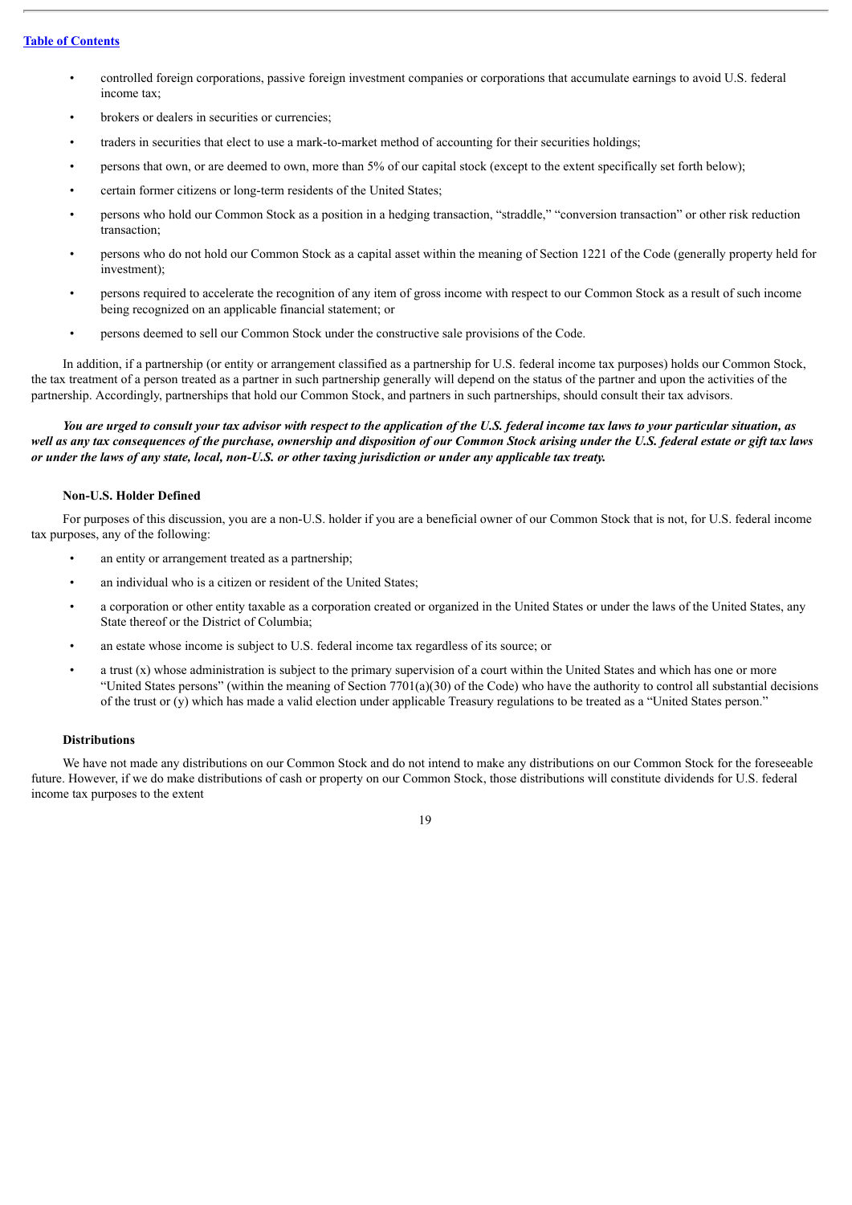- controlled foreign corporations, passive foreign investment companies or corporations that accumulate earnings to avoid U.S. federal income tax;
- brokers or dealers in securities or currencies;
- traders in securities that elect to use a mark-to-market method of accounting for their securities holdings;
- persons that own, or are deemed to own, more than 5% of our capital stock (except to the extent specifically set forth below);
- certain former citizens or long-term residents of the United States;
- persons who hold our Common Stock as a position in a hedging transaction, "straddle," "conversion transaction" or other risk reduction transaction;
- persons who do not hold our Common Stock as a capital asset within the meaning of Section 1221 of the Code (generally property held for investment);
- persons required to accelerate the recognition of any item of gross income with respect to our Common Stock as a result of such income being recognized on an applicable financial statement; or
- persons deemed to sell our Common Stock under the constructive sale provisions of the Code.

In addition, if a partnership (or entity or arrangement classified as a partnership for U.S. federal income tax purposes) holds our Common Stock, the tax treatment of a person treated as a partner in such partnership generally will depend on the status of the partner and upon the activities of the partnership. Accordingly, partnerships that hold our Common Stock, and partners in such partnerships, should consult their tax advisors.

***You are urged to consult your tax advisor with respect to the application of the U.S. federal income tax laws to your particular situation, as well as any tax consequences of the purchase, ownership and disposition of our Common Stock arising under the U.S. federal estate or gift tax laws or under the laws of any state, local, non-U.S. or other taxing jurisdiction or under any applicable tax treaty.***

### Non-U.S. Holder Defined

For purposes of this discussion, you are a non-U.S. holder if you are a beneficial owner of our Common Stock that is not, for U.S. federal income tax purposes, any of the following:

- an entity or arrangement treated as a partnership;
- an individual who is a citizen or resident of the United States;
- a corporation or other entity taxable as a corporation created or organized in the United States or under the laws of the United States, any State thereof or the District of Columbia;
- an estate whose income is subject to U.S. federal income tax regardless of its source; or
- a trust (x) whose administration is subject to the primary supervision of a court within the United States and which has one or more "United States persons" (within the meaning of Section 7701(a)(30) of the Code) who have the authority to control all substantial decisions of the trust or (y) which has made a valid election under applicable Treasury regulations to be treated as a "United States person."

### Distributions

We have not made any distributions on our Common Stock and do not intend to make any distributions on our Common Stock for the foreseeable future. However, if we do make distributions of cash or property on our Common Stock, those distributions will constitute dividends for U.S. federal income tax purposes to the extent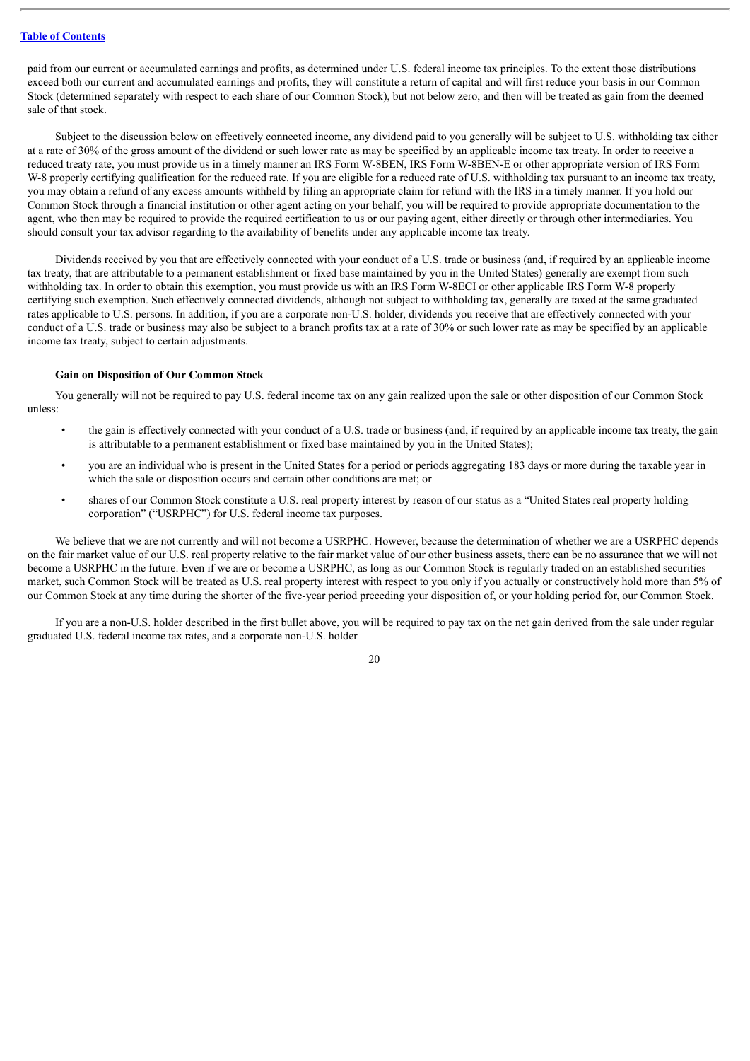paid from our current or accumulated earnings and profits, as determined under U.S. federal income tax principles. To the extent those distributions exceed both our current and accumulated earnings and profits, they will constitute a return of capital and will first reduce your basis in our Common Stock (determined separately with respect to each share of our Common Stock), but not below zero, and then will be treated as gain from the deemed sale of that stock.

Subject to the discussion below on effectively connected income, any dividend paid to you generally will be subject to U.S. withholding tax either at a rate of 30% of the gross amount of the dividend or such lower rate as may be specified by an applicable income tax treaty. In order to receive a reduced treaty rate, you must provide us in a timely manner an IRS Form W-8BEN, IRS Form W-8BEN-E or other appropriate version of IRS Form W-8 properly certifying qualification for the reduced rate. If you are eligible for a reduced rate of U.S. withholding tax pursuant to an income tax treaty, you may obtain a refund of any excess amounts withheld by filing an appropriate claim for refund with the IRS in a timely manner. If you hold our Common Stock through a financial institution or other agent acting on your behalf, you will be required to provide appropriate documentation to the agent, who then may be required to provide the required certification to us or our paying agent, either directly or through other intermediaries. You should consult your tax advisor regarding to the availability of benefits under any applicable income tax treaty.

Dividends received by you that are effectively connected with your conduct of a U.S. trade or business (and, if required by an applicable income tax treaty, that are attributable to a permanent establishment or fixed base maintained by you in the United States) generally are exempt from such withholding tax. In order to obtain this exemption, you must provide us with an IRS Form W-8ECI or other applicable IRS Form W-8 properly certifying such exemption. Such effectively connected dividends, although not subject to withholding tax, generally are taxed at the same graduated rates applicable to U.S. persons. In addition, if you are a corporate non-U.S. holder, dividends you receive that are effectively connected with your conduct of a U.S. trade or business may also be subject to a branch profits tax at a rate of 30% or such lower rate as may be specified by an applicable income tax treaty, subject to certain adjustments.

**Gain on Disposition of Our Common Stock**

You generally will not be required to pay U.S. federal income tax on any gain realized upon the sale or other disposition of our Common Stock unless:

- the gain is effectively connected with your conduct of a U.S. trade or business (and, if required by an applicable income tax treaty, the gain is attributable to a permanent establishment or fixed base maintained by you in the United States);
- you are an individual who is present in the United States for a period or periods aggregating 183 days or more during the taxable year in which the sale or disposition occurs and certain other conditions are met; or
- shares of our Common Stock constitute a U.S. real property interest by reason of our status as a "United States real property holding corporation" ("USRPHC") for U.S. federal income tax purposes.

We believe that we are not currently and will not become a USRPHC. However, because the determination of whether we are a USRPHC depends on the fair market value of our U.S. real property relative to the fair market value of our other business assets, there can be no assurance that we will not become a USRPHC in the future. Even if we are or become a USRPHC, as long as our Common Stock is regularly traded on an established securities market, such Common Stock will be treated as U.S. real property interest with respect to you only if you actually or constructively hold more than 5% of our Common Stock at any time during the shorter of the five-year period preceding your disposition of, or your holding period for, our Common Stock.

If you are a non-U.S. holder described in the first bullet above, you will be required to pay tax on the net gain derived from the sale under regular graduated U.S. federal income tax rates, and a corporate non-U.S. holder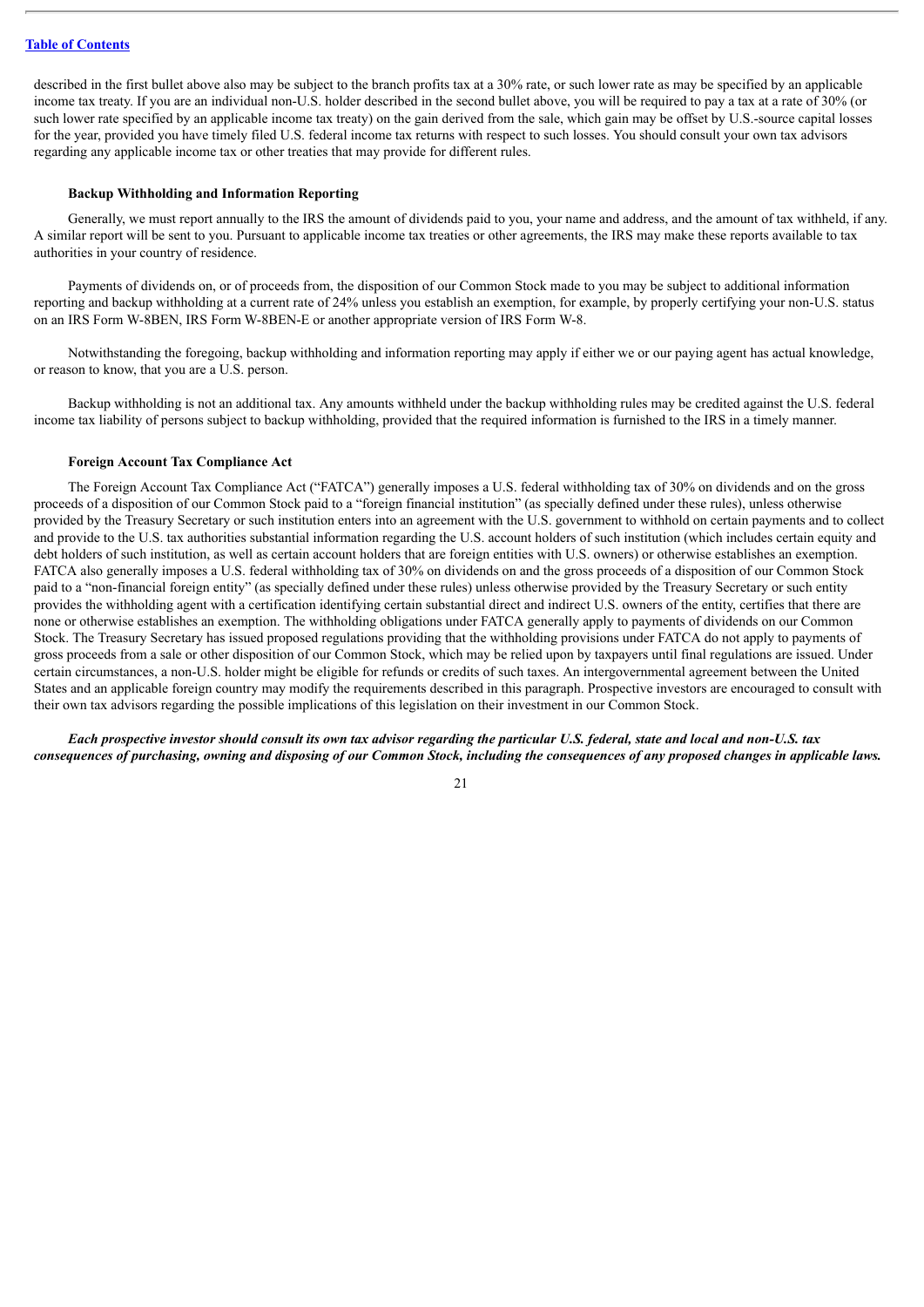described in the first bullet above also may be subject to the branch profits tax at a 30% rate, or such lower rate as may be specified by an applicable income tax treaty. If you are an individual non-U.S. holder described in the second bullet above, you will be required to pay a tax at a rate of 30% (or such lower rate specified by an applicable income tax treaty) on the gain derived from the sale, which gain may be offset by U.S.-source capital losses for the year, provided you have timely filed U.S. federal income tax returns with respect to such losses. You should consult your own tax advisors regarding any applicable income tax or other treaties that may provide for different rules.

#### Backup Withholding and Information Reporting

Generally, we must report annually to the IRS the amount of dividends paid to you, your name and address, and the amount of tax withheld, if any. A similar report will be sent to you. Pursuant to applicable income tax treaties or other agreements, the IRS may make these reports available to tax authorities in your country of residence.

Payments of dividends on, or of proceeds from, the disposition of our Common Stock made to you may be subject to additional information reporting and backup withholding at a current rate of 24% unless you establish an exemption, for example, by properly certifying your non-U.S. status on an IRS Form W-8BEN, IRS Form W-8BEN-E or another appropriate version of IRS Form W-8.

Notwithstanding the foregoing, backup withholding and information reporting may apply if either we or our paying agent has actual knowledge, or reason to know, that you are a U.S. person.

Backup withholding is not an additional tax. Any amounts withheld under the backup withholding rules may be credited against the U.S. federal income tax liability of persons subject to backup withholding, provided that the required information is furnished to the IRS in a timely manner.

#### Foreign Account Tax Compliance Act

The Foreign Account Tax Compliance Act ("FATCA") generally imposes a U.S. federal withholding tax of 30% on dividends and on the gross proceeds of a disposition of our Common Stock paid to a "foreign financial institution" (as specially defined under these rules), unless otherwise provided by the Treasury Secretary or such institution enters into an agreement with the U.S. government to withhold on certain payments and to collect and provide to the U.S. tax authorities substantial information regarding the U.S. account holders of such institution (which includes certain equity and debt holders of such institution, as well as certain account holders that are foreign entities with U.S. owners) or otherwise establishes an exemption. FATCA also generally imposes a U.S. federal withholding tax of 30% on dividends on and the gross proceeds of a disposition of our Common Stock paid to a "non-financial foreign entity" (as specially defined under these rules) unless otherwise provided by the Treasury Secretary or such entity provides the withholding agent with a certification identifying certain substantial direct and indirect U.S. owners of the entity, certifies that there are none or otherwise establishes an exemption. The withholding obligations under FATCA generally apply to payments of dividends on our Common Stock. The Treasury Secretary has issued proposed regulations providing that the withholding provisions under FATCA do not apply to payments of gross proceeds from a sale or other disposition of our Common Stock, which may be relied upon by taxpayers until final regulations are issued. Under certain circumstances, a non-U.S. holder might be eligible for refunds or credits of such taxes. An intergovernmental agreement between the United States and an applicable foreign country may modify the requirements described in this paragraph. Prospective investors are encouraged to consult with their own tax advisors regarding the possible implications of this legislation on their investment in our Common Stock.

***Each prospective investor should consult its own tax advisor regarding the particular U.S. federal, state and local and non-U.S. tax consequences of purchasing, owning and disposing of our Common Stock, including the consequences of any proposed changes in applicable laws.***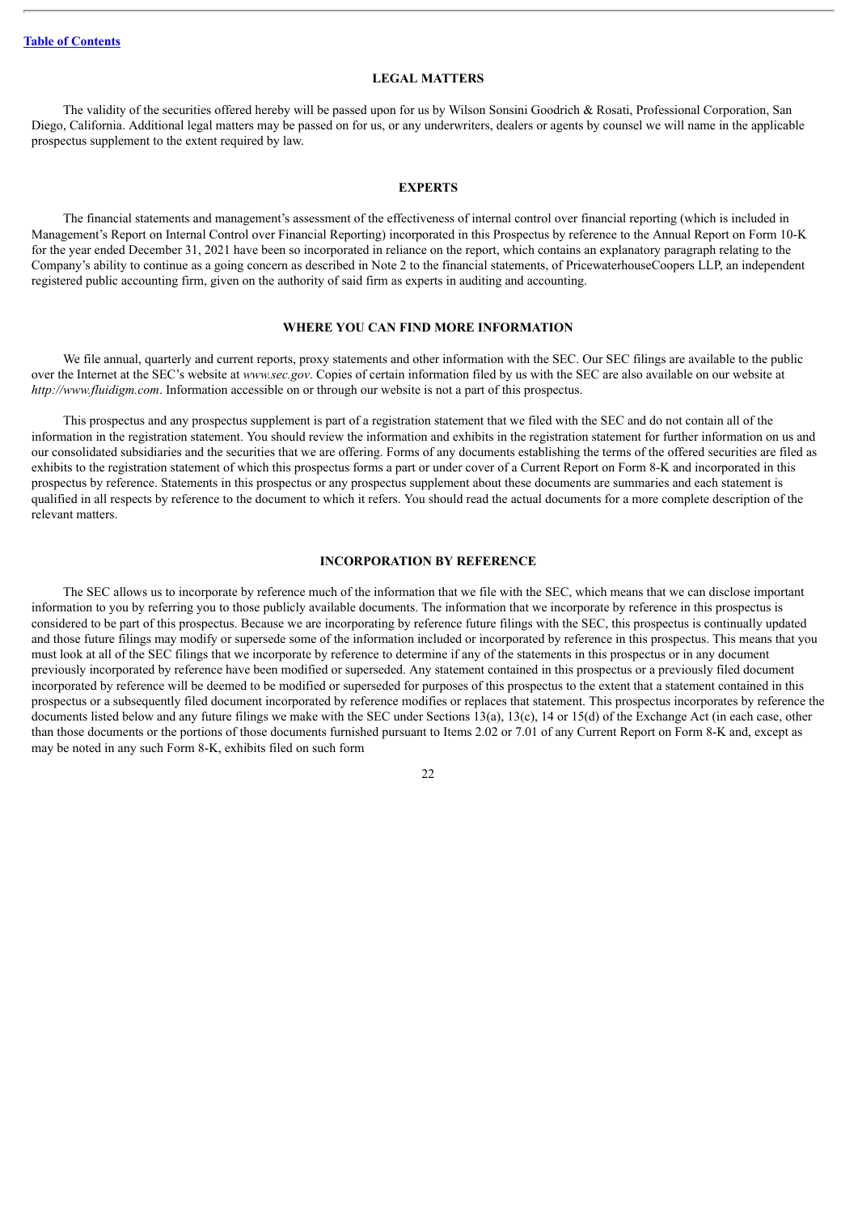## LEGAL MATTERS

The validity of the securities offered hereby will be passed upon for us by Wilson Sonsini Goodrich & Rosati, Professional Corporation, San Diego, California. Additional legal matters may be passed on for us, or any underwriters, dealers or agents by counsel we will name in the applicable prospectus supplement to the extent required by law.

## EXPERTS

The financial statements and management's assessment of the effectiveness of internal control over financial reporting (which is included in Management's Report on Internal Control over Financial Reporting) incorporated in this Prospectus by reference to the Annual Report on Form 10-K for the year ended December 31, 2021 have been so incorporated in reliance on the report, which contains an explanatory paragraph relating to the Company's ability to continue as a going concern as described in Note 2 to the financial statements, of PricewaterhouseCoopers LLP, an independent registered public accounting firm, given on the authority of said firm as experts in auditing and accounting.

## WHERE YOU CAN FIND MORE INFORMATION

We file annual, quarterly and current reports, proxy statements and other information with the SEC. Our SEC filings are available to the public over the Internet at the SEC's website at *www.sec.gov*. Copies of certain information filed by us with the SEC are also available on our website at *http://www.fluidigm.com*. Information accessible on or through our website is not a part of this prospectus.

This prospectus and any prospectus supplement is part of a registration statement that we filed with the SEC and do not contain all of the information in the registration statement. You should review the information and exhibits in the registration statement for further information on us and our consolidated subsidiaries and the securities that we are offering. Forms of any documents establishing the terms of the offered securities are filed as exhibits to the registration statement of which this prospectus forms a part or under cover of a Current Report on Form 8-K and incorporated in this prospectus by reference. Statements in this prospectus or any prospectus supplement about these documents are summaries and each statement is qualified in all respects by reference to the document to which it refers. You should read the actual documents for a more complete description of the relevant matters.

## INCORPORATION BY REFERENCE

The SEC allows us to incorporate by reference much of the information that we file with the SEC, which means that we can disclose important information to you by referring you to those publicly available documents. The information that we incorporate by reference in this prospectus is considered to be part of this prospectus. Because we are incorporating by reference future filings with the SEC, this prospectus is continually updated and those future filings may modify or supersede some of the information included or incorporated by reference in this prospectus. This means that you must look at all of the SEC filings that we incorporate by reference to determine if any of the statements in this prospectus or in any document previously incorporated by reference have been modified or superseded. Any statement contained in this prospectus or a previously filed document incorporated by reference will be deemed to be modified or superseded for purposes of this prospectus to the extent that a statement contained in this prospectus or a subsequently filed document incorporated by reference modifies or replaces that statement. This prospectus incorporates by reference the documents listed below and any future filings we make with the SEC under Sections 13(a), 13(c), 14 or 15(d) of the Exchange Act (in each case, other than those documents or the portions of those documents furnished pursuant to Items 2.02 or 7.01 of any Current Report on Form 8-K and, except as may be noted in any such Form 8-K, exhibits filed on such form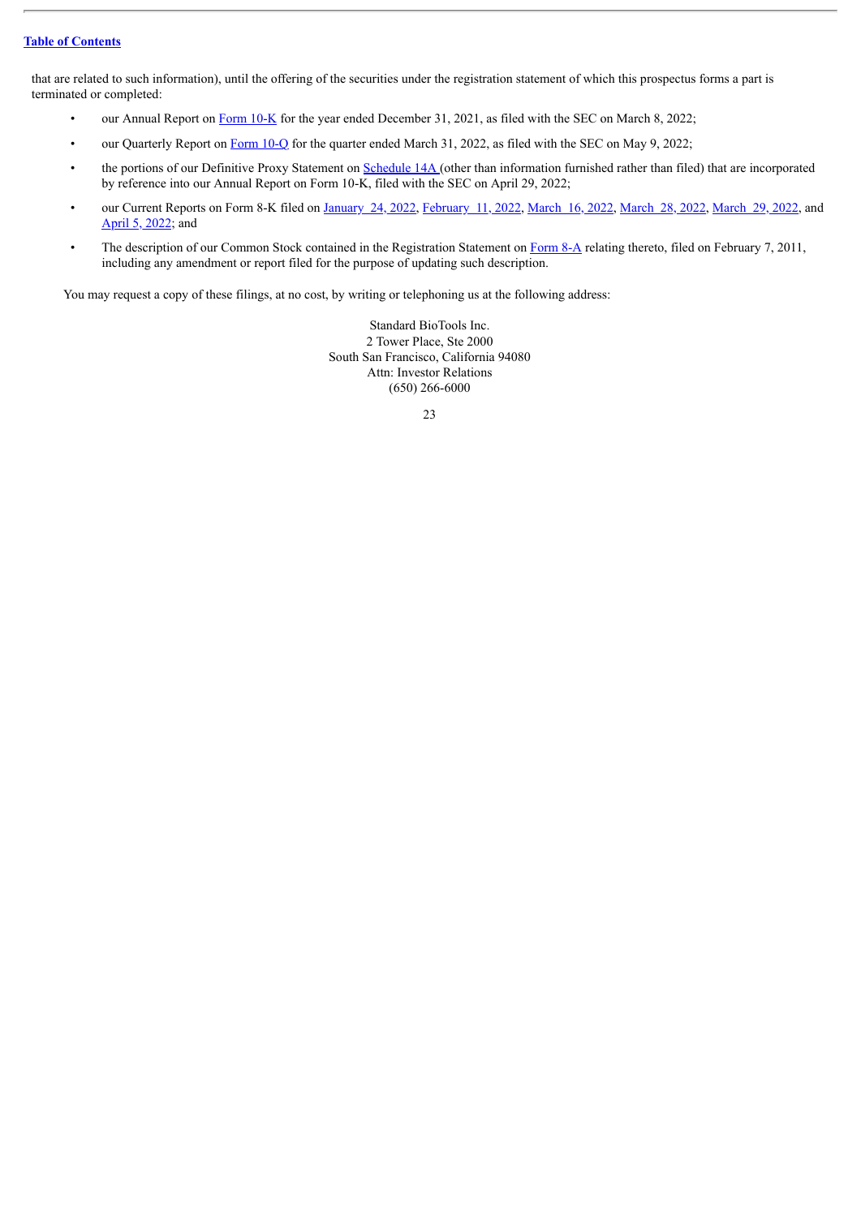that are related to such information), until the offering of the securities under the registration statement of which this prospectus forms a part is terminated or completed:

- our Annual Report on Form 10-K for the year ended December 31, 2021, as filed with the SEC on March 8, 2022;
- our Quarterly Report on Form 10-Q for the quarter ended March 31, 2022, as filed with the SEC on May 9, 2022;
- the portions of our Definitive Proxy Statement on Schedule 14A (other than information furnished rather than filed) that are incorporated by reference into our Annual Report on Form 10-K, filed with the SEC on April 29, 2022;
- our Current Reports on Form 8-K filed on January 24, 2022, February 11, 2022, March 16, 2022, March 28, 2022, March 29, 2022, and April 5, 2022; and
- The description of our Common Stock contained in the Registration Statement on Form 8-A relating thereto, filed on February 7, 2011, including any amendment or report filed for the purpose of updating such description.

You may request a copy of these filings, at no cost, by writing or telephoning us at the following address:

Standard BioTools Inc.
2 Tower Place, Ste 2000
South San Francisco, California 94080
Attn: Investor Relations
(650) 266-6000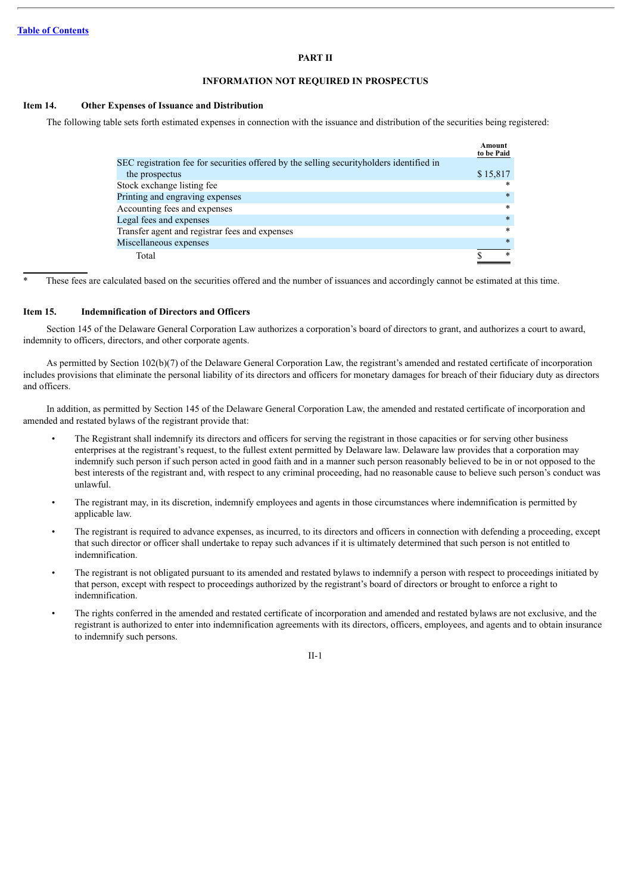[Table of Contents](#)

# PART II

## INFORMATION NOT REQUIRED IN PROSPECTUS

### Item 14. Other Expenses of Issuance and Distribution

The following table sets forth estimated expenses in connection with the issuance and distribution of the securities being registered:

| | Amount to be Paid |
|---|---|
| SEC registration fee for securities offered by the selling securityholders identified in the prospectus | $ 15,817 |
| Stock exchange listing fee | * |
| Printing and engraving expenses | * |
| Accounting fees and expenses | * |
| Legal fees and expenses | * |
| Transfer agent and registrar fees and expenses | * |
| Miscellaneous expenses | * |
| Total | $ * |

\* These fees are calculated based on the securities offered and the number of issuances and accordingly cannot be estimated at this time.

### Item 15. Indemnification of Directors and Officers

Section 145 of the Delaware General Corporation Law authorizes a corporation's board of directors to grant, and authorizes a court to award, indemnity to officers, directors, and other corporate agents.

As permitted by Section 102(b)(7) of the Delaware General Corporation Law, the registrant's amended and restated certificate of incorporation includes provisions that eliminate the personal liability of its directors and officers for monetary damages for breach of their fiduciary duty as directors and officers.

In addition, as permitted by Section 145 of the Delaware General Corporation Law, the amended and restated certificate of incorporation and amended and restated bylaws of the registrant provide that:

- The Registrant shall indemnify its directors and officers for serving the registrant in those capacities or for serving other business enterprises at the registrant's request, to the fullest extent permitted by Delaware law. Delaware law provides that a corporation may indemnify such person if such person acted in good faith and in a manner such person reasonably believed to be in or not opposed to the best interests of the registrant and, with respect to any criminal proceeding, had no reasonable cause to believe such person's conduct was unlawful.
- The registrant may, in its discretion, indemnify employees and agents in those circumstances where indemnification is permitted by applicable law.
- The registrant is required to advance expenses, as incurred, to its directors and officers in connection with defending a proceeding, except that such director or officer shall undertake to repay such advances if it is ultimately determined that such person is not entitled to indemnification.
- The registrant is not obligated pursuant to its amended and restated bylaws to indemnify a person with respect to proceedings initiated by that person, except with respect to proceedings authorized by the registrant's board of directors or brought to enforce a right to indemnification.
- The rights conferred in the amended and restated certificate of incorporation and amended and restated bylaws are not exclusive, and the registrant is authorized to enter into indemnification agreements with its directors, officers, employees, and agents and to obtain insurance to indemnify such persons.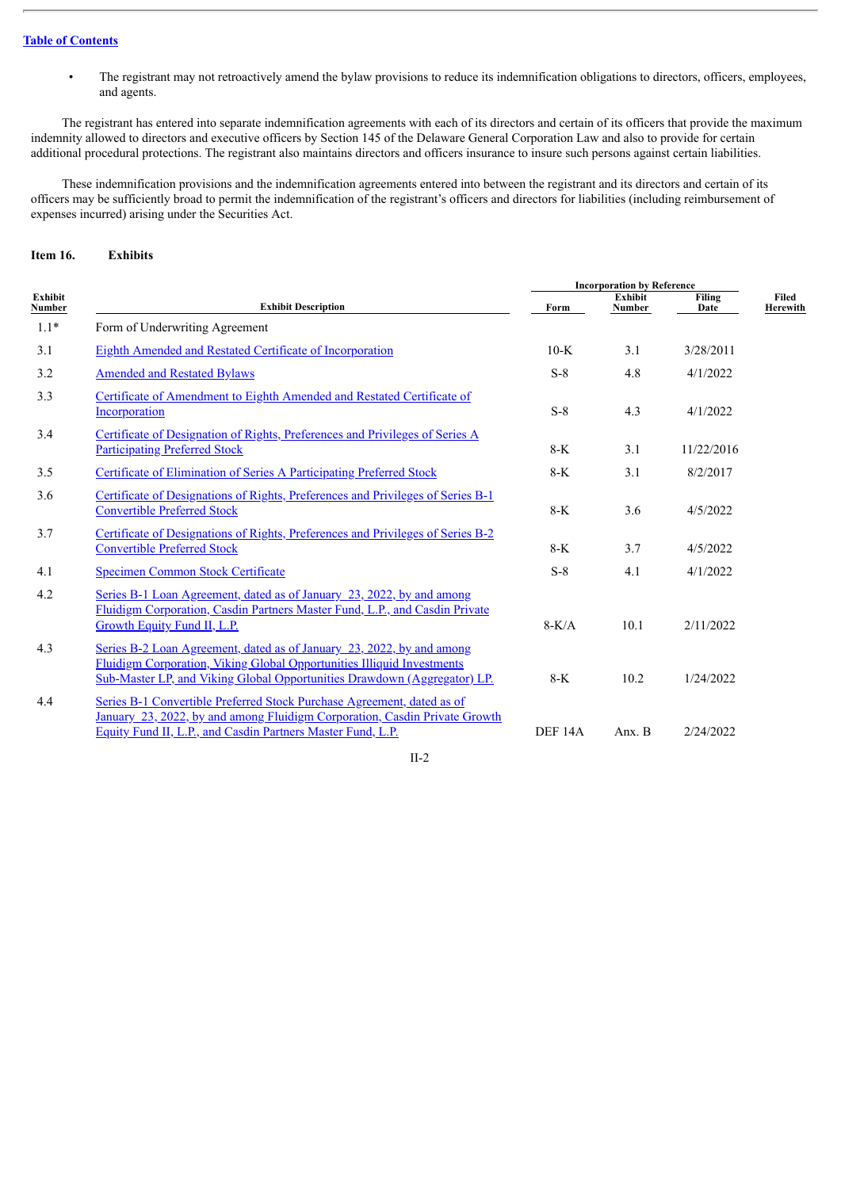- The registrant may not retroactively amend the bylaw provisions to reduce its indemnification obligations to directors, officers, employees, and agents.

The registrant has entered into separate indemnification agreements with each of its directors and certain of its officers that provide the maximum indemnity allowed to directors and executive officers by Section 145 of the Delaware General Corporation Law and also to provide for certain additional procedural protections. The registrant also maintains directors and officers insurance to insure such persons against certain liabilities.

These indemnification provisions and the indemnification agreements entered into between the registrant and its directors and certain of its officers may be sufficiently broad to permit the indemnification of the registrant's officers and directors for liabilities (including reimbursement of expenses incurred) arising under the Securities Act.

**Item 16. Exhibits**

| Exhibit Number | Exhibit Description | Incorporation by Reference | | | Filed Herewith |
|---|---|---|---|---|---|
| | | Form | Exhibit Number | Filing Date | |
| 1.1* | Form of Underwriting Agreement | | | | |
| 3.1 | Eighth Amended and Restated Certificate of Incorporation | 10-K | 3.1 | 3/28/2011 | |
| 3.2 | Amended and Restated Bylaws | S-8 | 4.8 | 4/1/2022 | |
| 3.3 | Certificate of Amendment to Eighth Amended and Restated Certificate of Incorporation | S-8 | 4.3 | 4/1/2022 | |
| 3.4 | Certificate of Designation of Rights, Preferences and Privileges of Series A Participating Preferred Stock | 8-K | 3.1 | 11/22/2016 | |
| 3.5 | Certificate of Elimination of Series A Participating Preferred Stock | 8-K | 3.1 | 8/2/2017 | |
| 3.6 | Certificate of Designations of Rights, Preferences and Privileges of Series B-1 Convertible Preferred Stock | 8-K | 3.6 | 4/5/2022 | |
| 3.7 | Certificate of Designations of Rights, Preferences and Privileges of Series B-2 Convertible Preferred Stock | 8-K | 3.7 | 4/5/2022 | |
| 4.1 | Specimen Common Stock Certificate | S-8 | 4.1 | 4/1/2022 | |
| 4.2 | Series B-1 Loan Agreement, dated as of January 23, 2022, by and among Fluidigm Corporation, Casdin Partners Master Fund, L.P., and Casdin Private Growth Equity Fund II, L.P. | 8-K/A | 10.1 | 2/11/2022 | |
| 4.3 | Series B-2 Loan Agreement, dated as of January 23, 2022, by and among Fluidigm Corporation, Viking Global Opportunities Illiquid Investments Sub-Master LP, and Viking Global Opportunities Drawdown (Aggregator) LP. | 8-K | 10.2 | 1/24/2022 | |
| 4.4 | Series B-1 Convertible Preferred Stock Purchase Agreement, dated as of January 23, 2022, by and among Fluidigm Corporation, Casdin Private Growth Equity Fund II, L.P., and Casdin Partners Master Fund, L.P. | DEF 14A | Anx. B | 2/24/2022 | |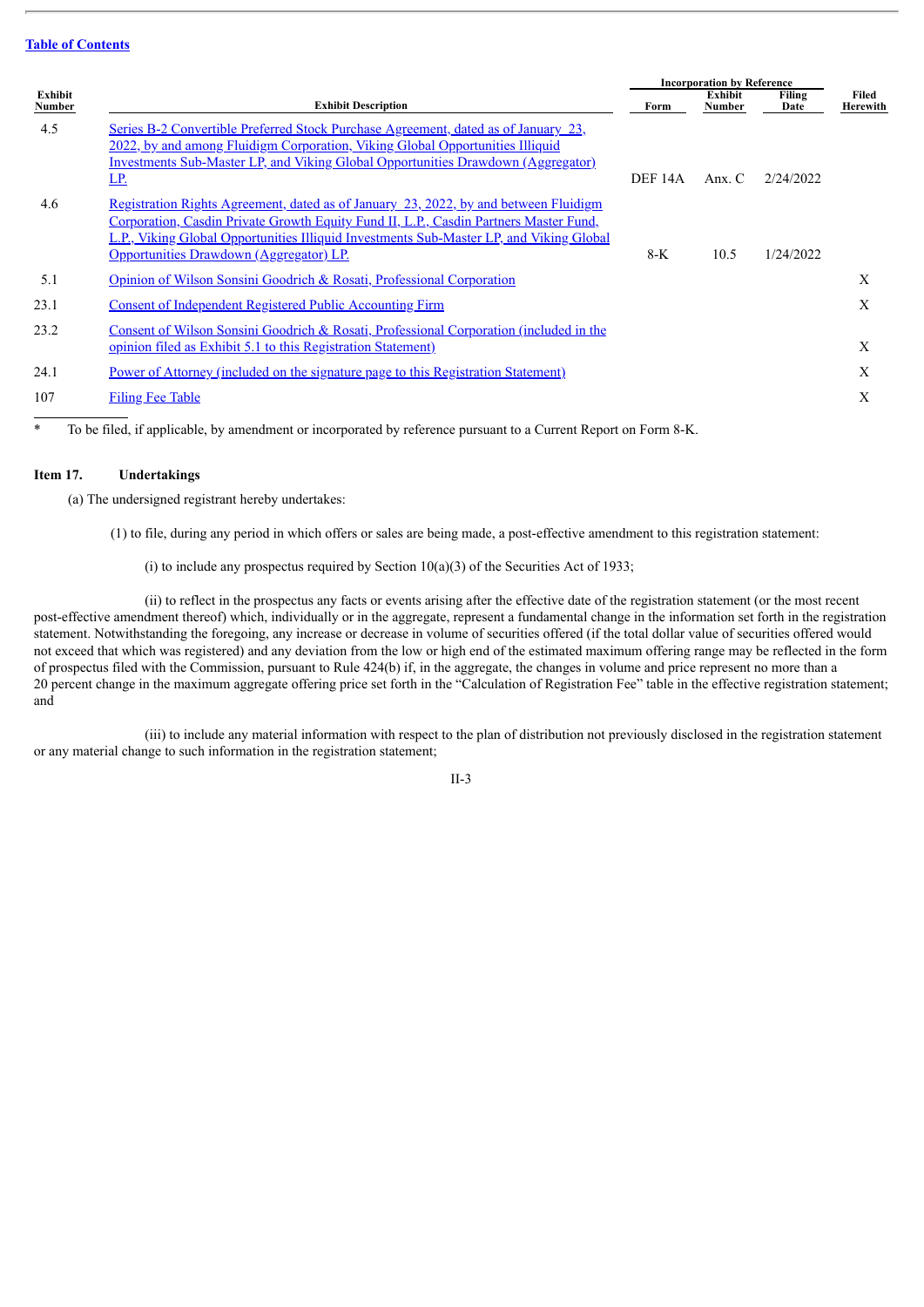Table of Contents

| Exhibit Number | Exhibit Description | Incorporation by Reference Form | Exhibit Number | Filing Date | Filed Herewith |
|---|---|---|---|---|---|
| 4.5 | Series B-2 Convertible Preferred Stock Purchase Agreement, dated as of January 23, 2022, by and among Fluidigm Corporation, Viking Global Opportunities Illiquid Investments Sub-Master LP, and Viking Global Opportunities Drawdown (Aggregator) LP. | DEF 14A | Anx. C | 2/24/2022 | |
| 4.6 | Registration Rights Agreement, dated as of January 23, 2022, by and between Fluidigm Corporation, Casdin Private Growth Equity Fund II, L.P., Casdin Partners Master Fund, L.P., Viking Global Opportunities Illiquid Investments Sub-Master LP, and Viking Global Opportunities Drawdown (Aggregator) LP. | 8-K | 10.5 | 1/24/2022 | |
| 5.1 | Opinion of Wilson Sonsini Goodrich & Rosati, Professional Corporation | | | | X |
| 23.1 | Consent of Independent Registered Public Accounting Firm | | | | X |
| 23.2 | Consent of Wilson Sonsini Goodrich & Rosati, Professional Corporation (included in the opinion filed as Exhibit 5.1 to this Registration Statement) | | | | X |
| 24.1 | Power of Attorney (included on the signature page to this Registration Statement) | | | | X |
| 107 | Filing Fee Table | | | | X |

\* To be filed, if applicable, by amendment or incorporated by reference pursuant to a Current Report on Form 8-K.

**Item 17. Undertakings**

(a) The undersigned registrant hereby undertakes:

(1) to file, during any period in which offers or sales are being made, a post-effective amendment to this registration statement:

(i) to include any prospectus required by Section 10(a)(3) of the Securities Act of 1933;

(ii) to reflect in the prospectus any facts or events arising after the effective date of the registration statement (or the most recent post-effective amendment thereof) which, individually or in the aggregate, represent a fundamental change in the information set forth in the registration statement. Notwithstanding the foregoing, any increase or decrease in volume of securities offered (if the total dollar value of securities offered would not exceed that which was registered) and any deviation from the low or high end of the estimated maximum offering range may be reflected in the form of prospectus filed with the Commission, pursuant to Rule 424(b) if, in the aggregate, the changes in volume and price represent no more than a 20 percent change in the maximum aggregate offering price set forth in the "Calculation of Registration Fee" table in the effective registration statement; and

(iii) to include any material information with respect to the plan of distribution not previously disclosed in the registration statement or any material change to such information in the registration statement;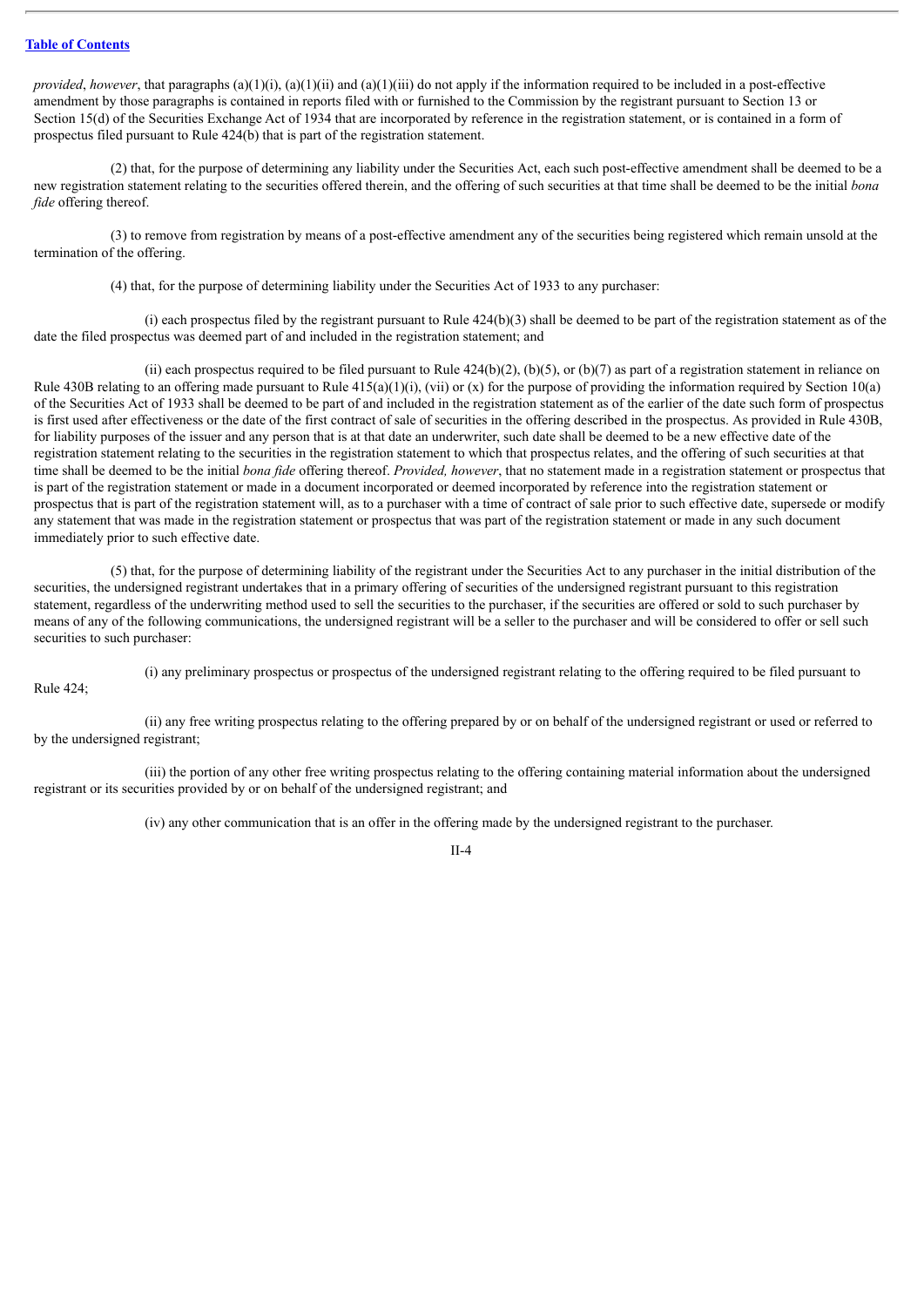*provided*, *however*, that paragraphs (a)(1)(i), (a)(1)(ii) and (a)(1)(iii) do not apply if the information required to be included in a post-effective amendment by those paragraphs is contained in reports filed with or furnished to the Commission by the registrant pursuant to Section 13 or Section 15(d) of the Securities Exchange Act of 1934 that are incorporated by reference in the registration statement, or is contained in a form of prospectus filed pursuant to Rule 424(b) that is part of the registration statement.

(2) that, for the purpose of determining any liability under the Securities Act, each such post-effective amendment shall be deemed to be a new registration statement relating to the securities offered therein, and the offering of such securities at that time shall be deemed to be the initial *bona fide* offering thereof.

(3) to remove from registration by means of a post-effective amendment any of the securities being registered which remain unsold at the termination of the offering.

(4) that, for the purpose of determining liability under the Securities Act of 1933 to any purchaser:

(i) each prospectus filed by the registrant pursuant to Rule 424(b)(3) shall be deemed to be part of the registration statement as of the date the filed prospectus was deemed part of and included in the registration statement; and

(ii) each prospectus required to be filed pursuant to Rule 424(b)(2), (b)(5), or (b)(7) as part of a registration statement in reliance on Rule 430B relating to an offering made pursuant to Rule 415(a)(1)(i), (vii) or (x) for the purpose of providing the information required by Section 10(a) of the Securities Act of 1933 shall be deemed to be part of and included in the registration statement as of the earlier of the date such form of prospectus is first used after effectiveness or the date of the first contract of sale of securities in the offering described in the prospectus. As provided in Rule 430B, for liability purposes of the issuer and any person that is at that date an underwriter, such date shall be deemed to be a new effective date of the registration statement relating to the securities in the registration statement to which that prospectus relates, and the offering of such securities at that time shall be deemed to be the initial *bona fide* offering thereof. *Provided, however*, that no statement made in a registration statement or prospectus that is part of the registration statement or made in a document incorporated or deemed incorporated by reference into the registration statement or prospectus that is part of the registration statement will, as to a purchaser with a time of contract of sale prior to such effective date, supersede or modify any statement that was made in the registration statement or prospectus that was part of the registration statement or made in any such document immediately prior to such effective date.

(5) that, for the purpose of determining liability of the registrant under the Securities Act to any purchaser in the initial distribution of the securities, the undersigned registrant undertakes that in a primary offering of securities of the undersigned registrant pursuant to this registration statement, regardless of the underwriting method used to sell the securities to the purchaser, if the securities are offered or sold to such purchaser by means of any of the following communications, the undersigned registrant will be a seller to the purchaser and will be considered to offer or sell such securities to such purchaser:

(i) any preliminary prospectus or prospectus of the undersigned registrant relating to the offering required to be filed pursuant to Rule 424;

(ii) any free writing prospectus relating to the offering prepared by or on behalf of the undersigned registrant or used or referred to by the undersigned registrant;

(iii) the portion of any other free writing prospectus relating to the offering containing material information about the undersigned registrant or its securities provided by or on behalf of the undersigned registrant; and

(iv) any other communication that is an offer in the offering made by the undersigned registrant to the purchaser.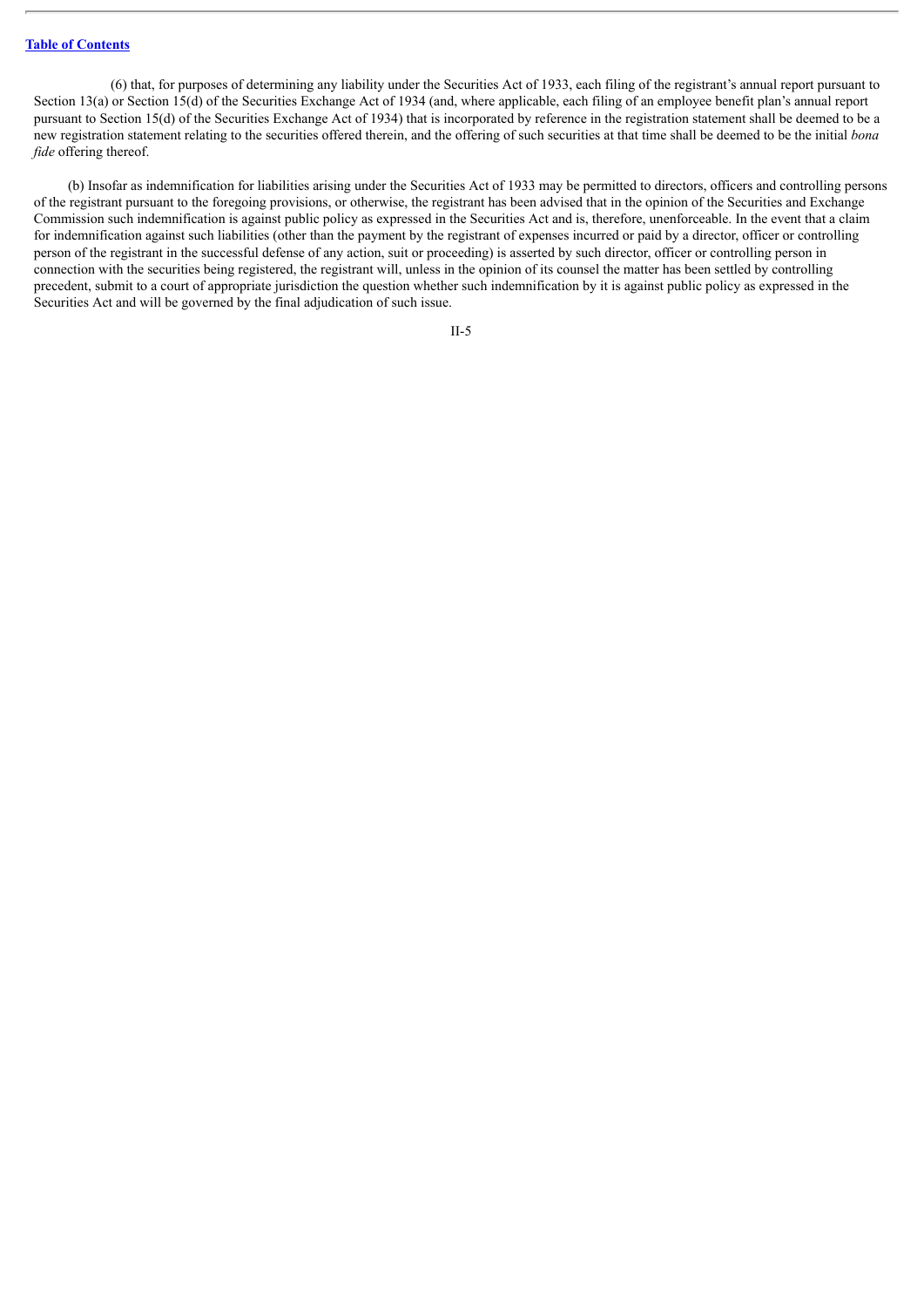(6) that, for purposes of determining any liability under the Securities Act of 1933, each filing of the registrant's annual report pursuant to Section 13(a) or Section 15(d) of the Securities Exchange Act of 1934 (and, where applicable, each filing of an employee benefit plan's annual report pursuant to Section 15(d) of the Securities Exchange Act of 1934) that is incorporated by reference in the registration statement shall be deemed to be a new registration statement relating to the securities offered therein, and the offering of such securities at that time shall be deemed to be the initial *bona fide* offering thereof.

(b) Insofar as indemnification for liabilities arising under the Securities Act of 1933 may be permitted to directors, officers and controlling persons of the registrant pursuant to the foregoing provisions, or otherwise, the registrant has been advised that in the opinion of the Securities and Exchange Commission such indemnification is against public policy as expressed in the Securities Act and is, therefore, unenforceable. In the event that a claim for indemnification against such liabilities (other than the payment by the registrant of expenses incurred or paid by a director, officer or controlling person of the registrant in the successful defense of any action, suit or proceeding) is asserted by such director, officer or controlling person in connection with the securities being registered, the registrant will, unless in the opinion of its counsel the matter has been settled by controlling precedent, submit to a court of appropriate jurisdiction the question whether such indemnification by it is against public policy as expressed in the Securities Act and will be governed by the final adjudication of such issue.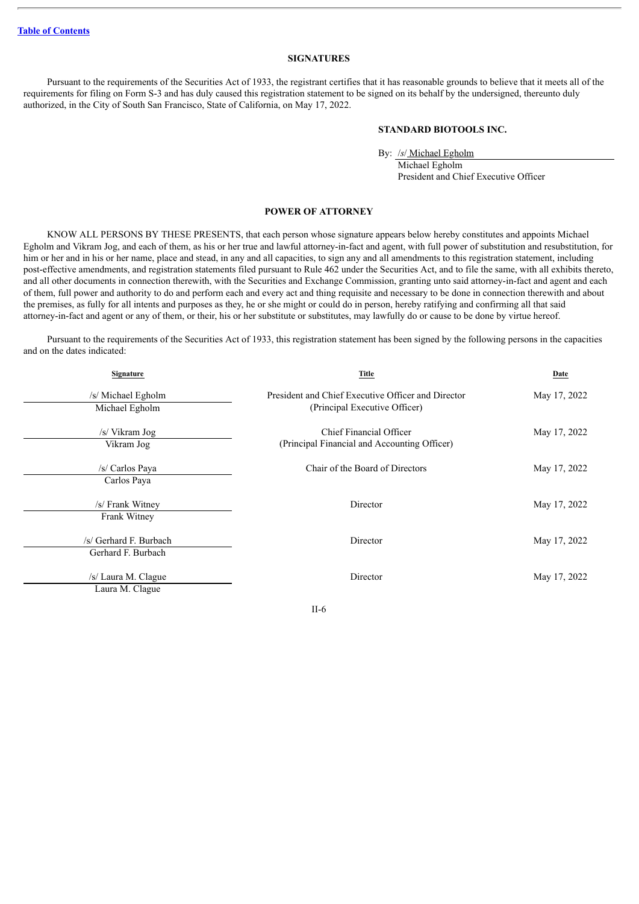[Table of Contents]

## SIGNATURES

Pursuant to the requirements of the Securities Act of 1933, the registrant certifies that it has reasonable grounds to believe that it meets all of the requirements for filing on Form S-3 and has duly caused this registration statement to be signed on its behalf by the undersigned, thereunto duly authorized, in the City of South San Francisco, State of California, on May 17, 2022.

**STANDARD BIOTOOLS INC.**

By: /s/ Michael Egholm
Michael Egholm
President and Chief Executive Officer

## POWER OF ATTORNEY

KNOW ALL PERSONS BY THESE PRESENTS, that each person whose signature appears below hereby constitutes and appoints Michael Egholm and Vikram Jog, and each of them, as his or her true and lawful attorney-in-fact and agent, with full power of substitution and resubstitution, for him or her and in his or her name, place and stead, in any and all capacities, to sign any and all amendments to this registration statement, including post-effective amendments, and registration statements filed pursuant to Rule 462 under the Securities Act, and to file the same, with all exhibits thereto, and all other documents in connection therewith, with the Securities and Exchange Commission, granting unto said attorney-in-fact and agent and each of them, full power and authority to do and perform each and every act and thing requisite and necessary to be done in connection therewith and about the premises, as fully for all intents and purposes as they, he or she might or could do in person, hereby ratifying and confirming all that said attorney-in-fact and agent or any of them, or their, his or her substitute or substitutes, may lawfully do or cause to be done by virtue hereof.

Pursuant to the requirements of the Securities Act of 1933, this registration statement has been signed by the following persons in the capacities and on the dates indicated:

| Signature | Title | Date |
|---|---|---|
| /s/ Michael Egholm<br>Michael Egholm | President and Chief Executive Officer and Director<br>(Principal Executive Officer) | May 17, 2022 |
| /s/ Vikram Jog<br>Vikram Jog | Chief Financial Officer<br>(Principal Financial and Accounting Officer) | May 17, 2022 |
| /s/ Carlos Paya<br>Carlos Paya | Chair of the Board of Directors | May 17, 2022 |
| /s/ Frank Witney<br>Frank Witney | Director | May 17, 2022 |
| /s/ Gerhard F. Burbach<br>Gerhard F. Burbach | Director | May 17, 2022 |
| /s/ Laura M. Clague<br>Laura M. Clague | Director | May 17, 2022 |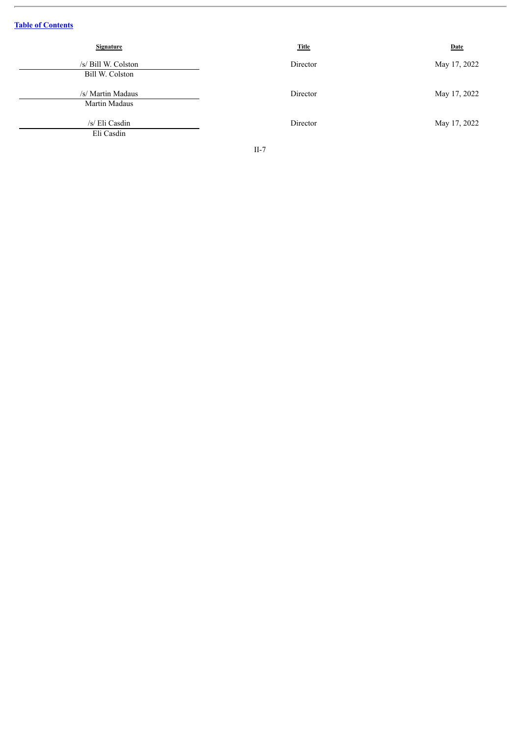[Table of Contents](#)

| Signature | Title | Date |
| --- | --- | --- |
| /s/ Bill W. Colston<br>Bill W. Colston | Director | May 17, 2022 |
| /s/ Martin Madaus<br>Martin Madaus | Director | May 17, 2022 |
| /s/ Eli Casdin<br>Eli Casdin | Director | May 17, 2022 |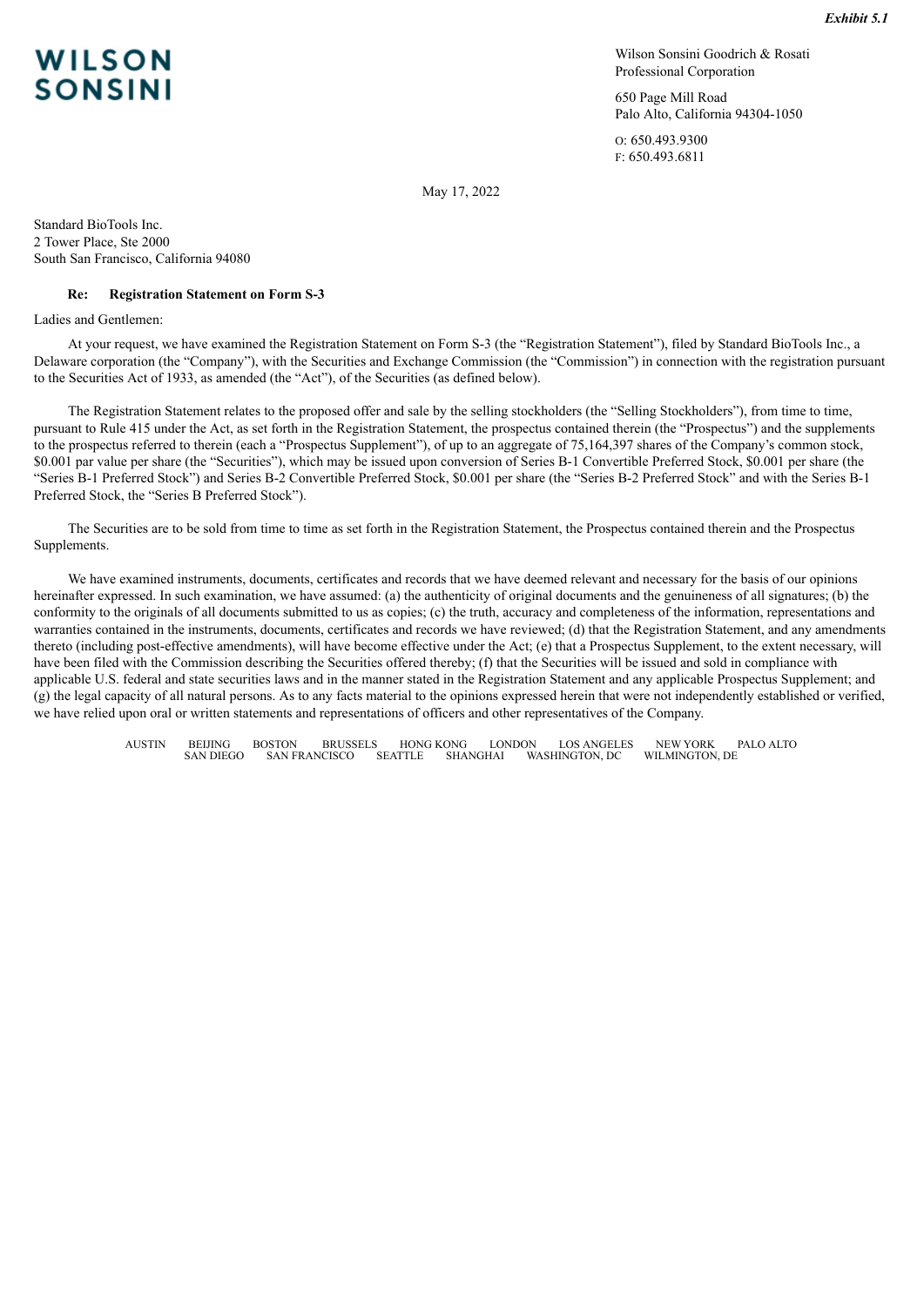*Exhibit 5.1*

**WILSON SONSINI**

Wilson Sonsini Goodrich & Rosati
Professional Corporation

650 Page Mill Road
Palo Alto, California 94304-1050

O: 650.493.9300
F: 650.493.6811

May 17, 2022

Standard BioTools Inc.
2 Tower Place, Ste 2000
South San Francisco, California 94080

**Re: Registration Statement on Form S-3**

Ladies and Gentlemen:

At your request, we have examined the Registration Statement on Form S-3 (the "Registration Statement"), filed by Standard BioTools Inc., a Delaware corporation (the "Company"), with the Securities and Exchange Commission (the "Commission") in connection with the registration pursuant to the Securities Act of 1933, as amended (the "Act"), of the Securities (as defined below).

The Registration Statement relates to the proposed offer and sale by the selling stockholders (the "Selling Stockholders"), from time to time, pursuant to Rule 415 under the Act, as set forth in the Registration Statement, the prospectus contained therein (the "Prospectus") and the supplements to the prospectus referred to therein (each a "Prospectus Supplement"), of up to an aggregate of 75,164,397 shares of the Company's common stock, $0.001 par value per share (the "Securities"), which may be issued upon conversion of Series B-1 Convertible Preferred Stock, $0.001 per share (the "Series B-1 Preferred Stock") and Series B-2 Convertible Preferred Stock, $0.001 per share (the "Series B-2 Preferred Stock" and with the Series B-1 Preferred Stock, the "Series B Preferred Stock").

The Securities are to be sold from time to time as set forth in the Registration Statement, the Prospectus contained therein and the Prospectus Supplements.

We have examined instruments, documents, certificates and records that we have deemed relevant and necessary for the basis of our opinions hereinafter expressed. In such examination, we have assumed: (a) the authenticity of original documents and the genuineness of all signatures; (b) the conformity to the originals of all documents submitted to us as copies; (c) the truth, accuracy and completeness of the information, representations and warranties contained in the instruments, documents, certificates and records we have reviewed; (d) that the Registration Statement, and any amendments thereto (including post-effective amendments), will have become effective under the Act; (e) that a Prospectus Supplement, to the extent necessary, will have been filed with the Commission describing the Securities offered thereby; (f) that the Securities will be issued and sold in compliance with applicable U.S. federal and state securities laws and in the manner stated in the Registration Statement and any applicable Prospectus Supplement; and (g) the legal capacity of all natural persons. As to any facts material to the opinions expressed herein that were not independently established or verified, we have relied upon oral or written statements and representations of officers and other representatives of the Company.

AUSTIN BEIJING BOSTON BRUSSELS HONG KONG LONDON LOS ANGELES NEW YORK PALO ALTO SAN DIEGO SAN FRANCISCO SEATTLE SHANGHAI WASHINGTON, DC WILMINGTON, DE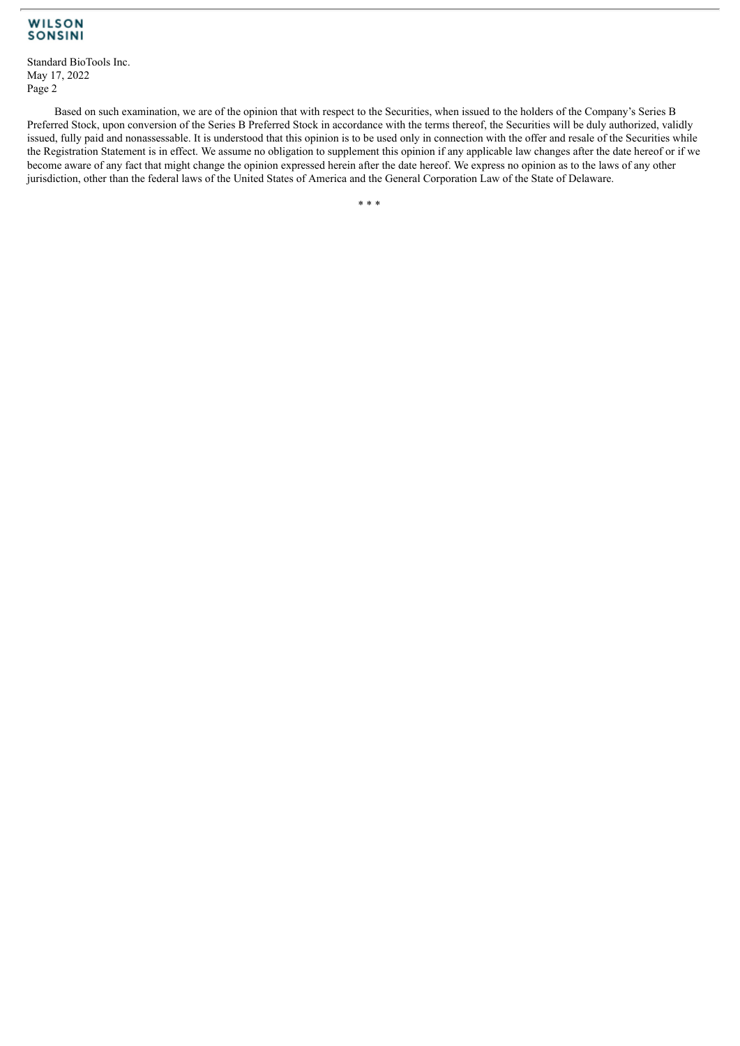Based on such examination, we are of the opinion that with respect to the Securities, when issued to the holders of the Company's Series B Preferred Stock, upon conversion of the Series B Preferred Stock in accordance with the terms thereof, the Securities will be duly authorized, validly issued, fully paid and nonassessable. It is understood that this opinion is to be used only in connection with the offer and resale of the Securities while the Registration Statement is in effect. We assume no obligation to supplement this opinion if any applicable law changes after the date hereof or if we become aware of any fact that might change the opinion expressed herein after the date hereof. We express no opinion as to the laws of any other jurisdiction, other than the federal laws of the United States of America and the General Corporation Law of the State of Delaware.

* * *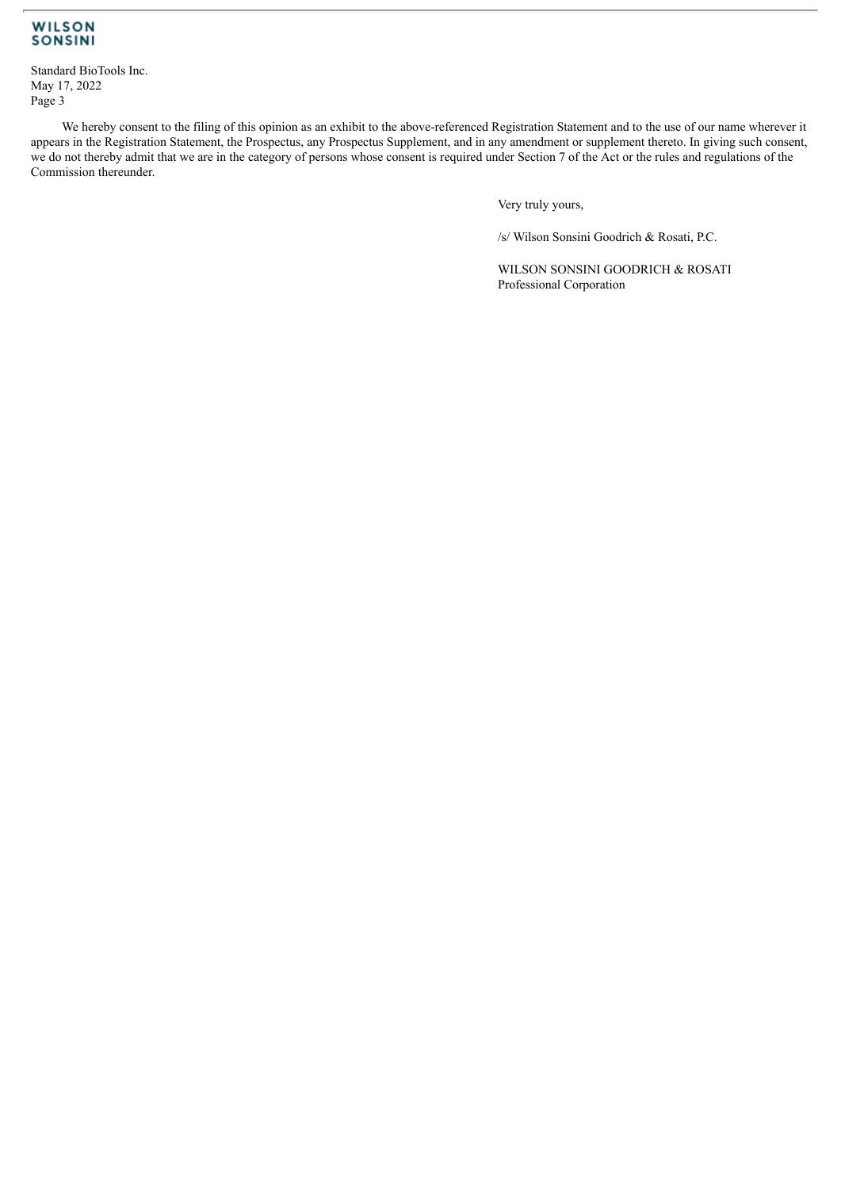We hereby consent to the filing of this opinion as an exhibit to the above-referenced Registration Statement and to the use of our name wherever it appears in the Registration Statement, the Prospectus, any Prospectus Supplement, and in any amendment or supplement thereto. In giving such consent, we do not thereby admit that we are in the category of persons whose consent is required under Section 7 of the Act or the rules and regulations of the Commission thereunder.

Very truly yours,

/s/ Wilson Sonsini Goodrich & Rosati, P.C.

WILSON SONSINI GOODRICH & ROSATI
Professional Corporation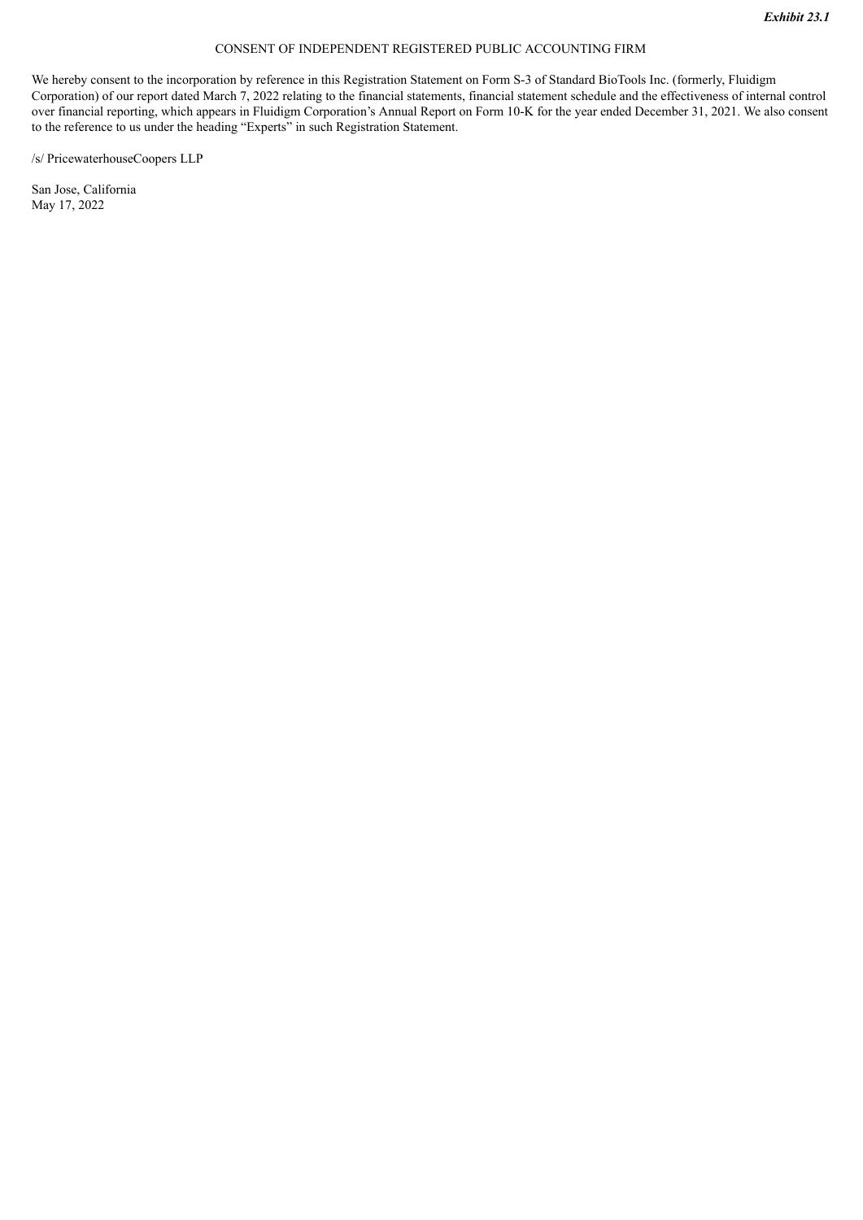***Exhibit 23.1***

CONSENT OF INDEPENDENT REGISTERED PUBLIC ACCOUNTING FIRM

We hereby consent to the incorporation by reference in this Registration Statement on Form S-3 of Standard BioTools Inc. (formerly, Fluidigm Corporation) of our report dated March 7, 2022 relating to the financial statements, financial statement schedule and the effectiveness of internal control over financial reporting, which appears in Fluidigm Corporation's Annual Report on Form 10-K for the year ended December 31, 2021. We also consent to the reference to us under the heading "Experts" in such Registration Statement.

/s/ PricewaterhouseCoopers LLP

San Jose, California
May 17, 2022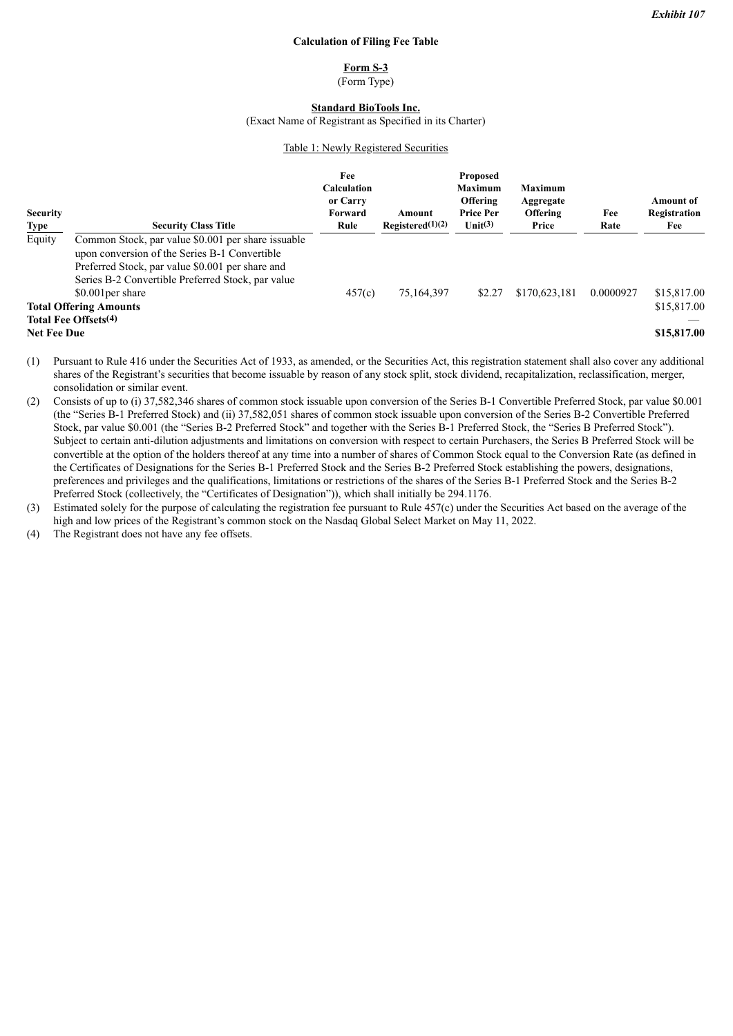*Exhibit 107*

**Calculation of Filing Fee Table**

**Form S-3**
(Form Type)

**Standard BioTools Inc.**
(Exact Name of Registrant as Specified in its Charter)

Table 1: Newly Registered Securities

| Security Type | Security Class Title | Fee Calculation or Carry Forward Rule | Amount Registered(1)(2) | Proposed Maximum Offering Price Per Unit(3) | Maximum Aggregate Offering Price | Fee Rate | Amount of Registration Fee |
|---|---|---|---|---|---|---|---|
| Equity | Common Stock, par value $0.001 per share issuable upon conversion of the Series B-1 Convertible Preferred Stock, par value $0.001 per share and Series B-2 Convertible Preferred Stock, par value $0.001per share | 457(c) | 75,164,397 | $2.27 | $170,623,181 | 0.0000927 | $15,817.00 |
| **Total Offering Amounts** | | | | | | | $15,817.00 |
| **Total Fee Offsets(4)** | | | | | | | — |
| **Net Fee Due** | | | | | | | **$15,817.00** |

(1) Pursuant to Rule 416 under the Securities Act of 1933, as amended, or the Securities Act, this registration statement shall also cover any additional shares of the Registrant's securities that become issuable by reason of any stock split, stock dividend, recapitalization, reclassification, merger, consolidation or similar event.

(2) Consists of up to (i) 37,582,346 shares of common stock issuable upon conversion of the Series B-1 Convertible Preferred Stock, par value $0.001 (the "Series B-1 Preferred Stock) and (ii) 37,582,051 shares of common stock issuable upon conversion of the Series B-2 Convertible Preferred Stock, par value $0.001 (the "Series B-2 Preferred Stock" and together with the Series B-1 Preferred Stock, the "Series B Preferred Stock"). Subject to certain anti-dilution adjustments and limitations on conversion with respect to certain Purchasers, the Series B Preferred Stock will be convertible at the option of the holders thereof at any time into a number of shares of Common Stock equal to the Conversion Rate (as defined in the Certificates of Designations for the Series B-1 Preferred Stock and the Series B-2 Preferred Stock establishing the powers, designations, preferences and privileges and the qualifications, limitations or restrictions of the shares of the Series B-1 Preferred Stock and the Series B-2 Preferred Stock (collectively, the "Certificates of Designation")), which shall initially be 294.1176.

(3) Estimated solely for the purpose of calculating the registration fee pursuant to Rule 457(c) under the Securities Act based on the average of the high and low prices of the Registrant's common stock on the Nasdaq Global Select Market on May 11, 2022.

(4) The Registrant does not have any fee offsets.